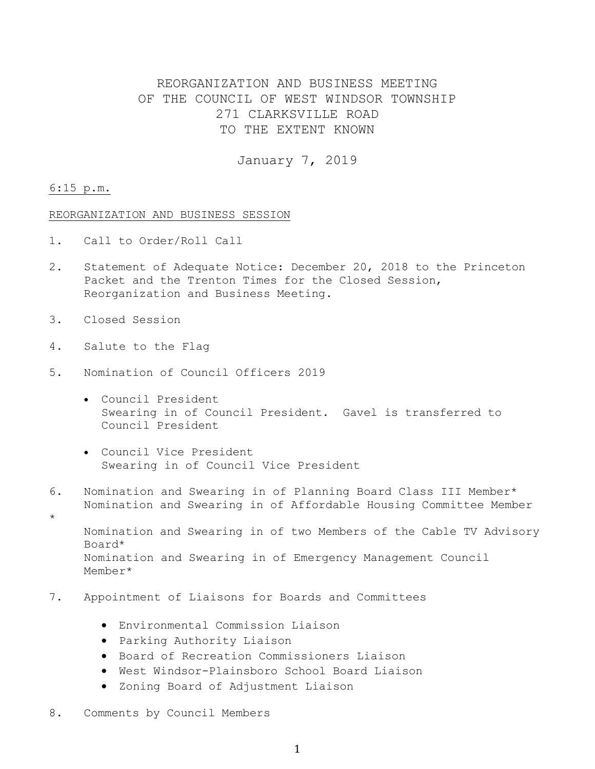# REORGANIZATION AND BUSINESS MEETING
# OF THE COUNCIL OF WEST WINDSOR TOWNSHIP
# 271 CLARKSVILLE ROAD
# TO THE EXTENT KNOWN

January 7, 2019

6:15 p.m.

REORGANIZATION AND BUSINESS SESSION

1. Call to Order/Roll Call

2. Statement of Adequate Notice: December 20, 2018 to the Princeton Packet and the Trenton Times for the Closed Session, Reorganization and Business Meeting.

3. Closed Session

4. Salute to the Flag

5. Nomination of Council Officers 2019

   - Council President
     Swearing in of Council President. Gavel is transferred to Council President

   - Council Vice President
     Swearing in of Council Vice President

6. Nomination and Swearing in of Planning Board Class III Member*
   Nomination and Swearing in of Affordable Housing Committee Member *
   Nomination and Swearing in of two Members of the Cable TV Advisory Board*
   Nomination and Swearing in of Emergency Management Council Member*

7. Appointment of Liaisons for Boards and Committees

   - Environmental Commission Liaison
   - Parking Authority Liaison
   - Board of Recreation Commissioners Liaison
   - West Windsor-Plainsboro School Board Liaison
   - Zoning Board of Adjustment Liaison

8. Comments by Council Members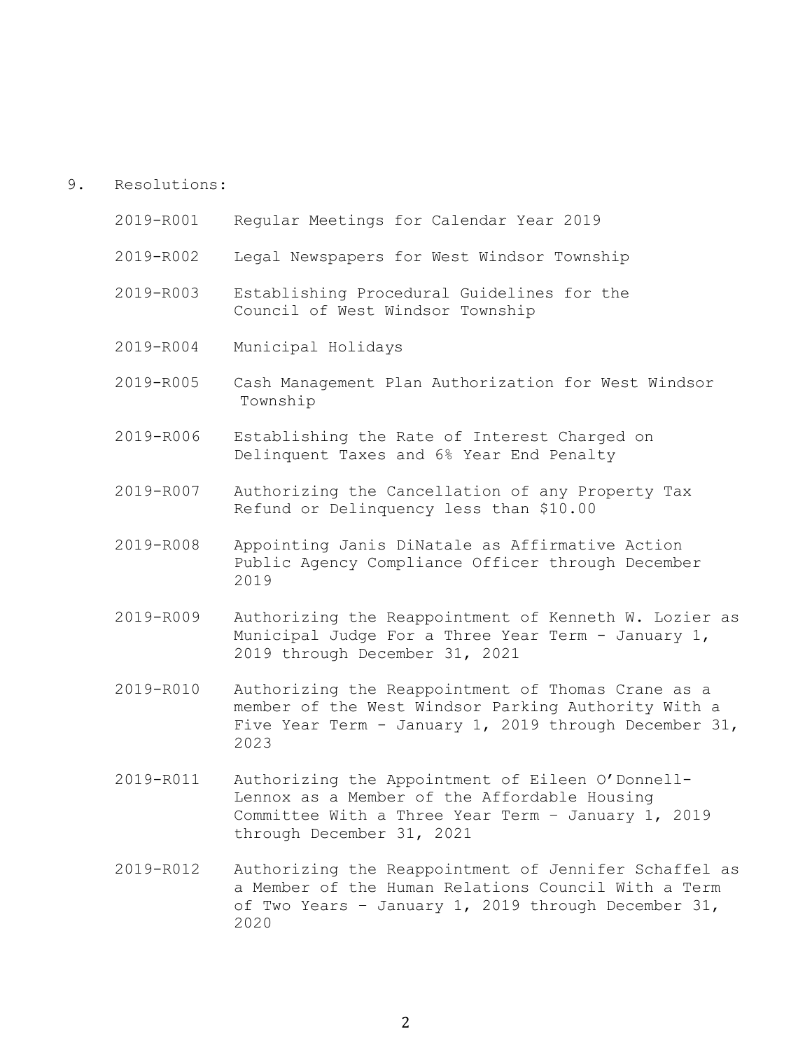9. Resolutions:

   2019-R001 Regular Meetings for Calendar Year 2019

   2019-R002 Legal Newspapers for West Windsor Township

   2019-R003 Establishing Procedural Guidelines for the Council of West Windsor Township

   2019-R004 Municipal Holidays

   2019-R005 Cash Management Plan Authorization for West Windsor Township

   2019-R006 Establishing the Rate of Interest Charged on Delinquent Taxes and 6% Year End Penalty

   2019-R007 Authorizing the Cancellation of any Property Tax Refund or Delinquency less than $10.00

   2019-R008 Appointing Janis DiNatale as Affirmative Action Public Agency Compliance Officer through December 2019

   2019-R009 Authorizing the Reappointment of Kenneth W. Lozier as Municipal Judge For a Three Year Term - January 1, 2019 through December 31, 2021

   2019-R010 Authorizing the Reappointment of Thomas Crane as a member of the West Windsor Parking Authority With a Five Year Term - January 1, 2019 through December 31, 2023

   2019-R011 Authorizing the Appointment of Eileen O'Donnell-Lennox as a Member of the Affordable Housing Committee With a Three Year Term – January 1, 2019 through December 31, 2021

   2019-R012 Authorizing the Reappointment of Jennifer Schaffel as a Member of the Human Relations Council With a Term of Two Years – January 1, 2019 through December 31, 2020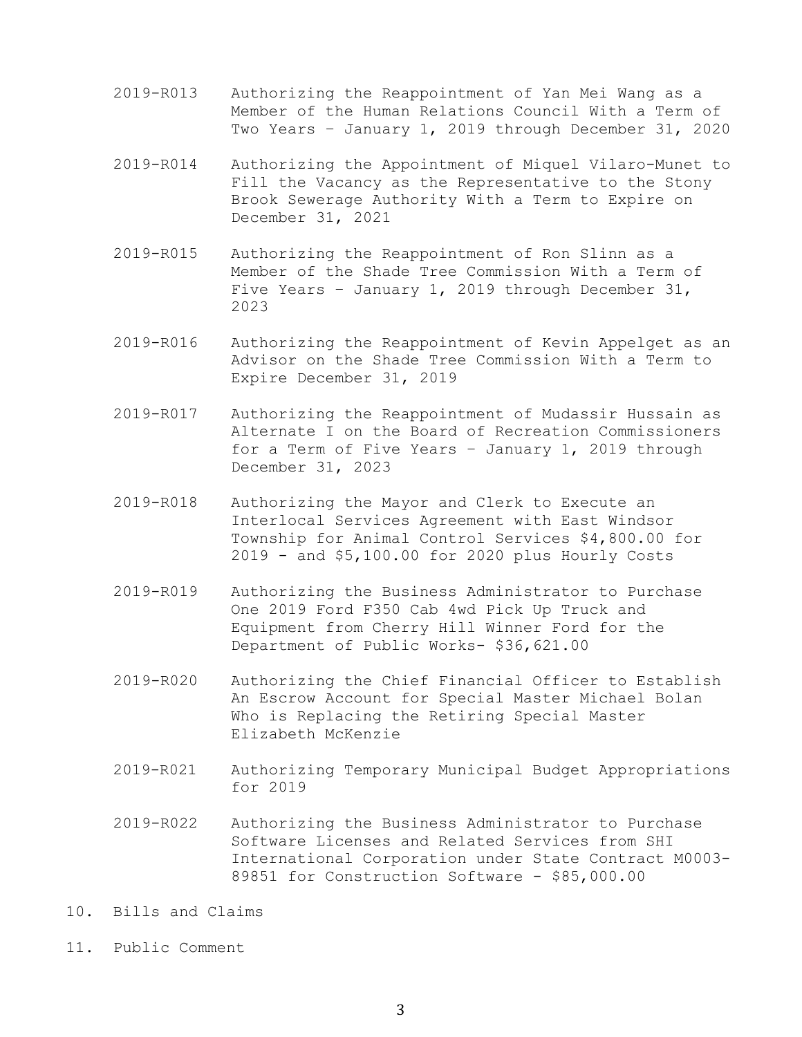2019-R013 Authorizing the Reappointment of Yan Mei Wang as a Member of the Human Relations Council With a Term of Two Years – January 1, 2019 through December 31, 2020

2019-R014 Authorizing the Appointment of Miquel Vilaro-Munet to Fill the Vacancy as the Representative to the Stony Brook Sewerage Authority With a Term to Expire on December 31, 2021

2019-R015 Authorizing the Reappointment of Ron Slinn as a Member of the Shade Tree Commission With a Term of Five Years – January 1, 2019 through December 31, 2023

2019-R016 Authorizing the Reappointment of Kevin Appelget as an Advisor on the Shade Tree Commission With a Term to Expire December 31, 2019

2019-R017 Authorizing the Reappointment of Mudassir Hussain as Alternate I on the Board of Recreation Commissioners for a Term of Five Years – January 1, 2019 through December 31, 2023

2019-R018 Authorizing the Mayor and Clerk to Execute an Interlocal Services Agreement with East Windsor Township for Animal Control Services $4,800.00 for 2019 - and $5,100.00 for 2020 plus Hourly Costs

2019-R019 Authorizing the Business Administrator to Purchase One 2019 Ford F350 Cab 4wd Pick Up Truck and Equipment from Cherry Hill Winner Ford for the Department of Public Works- $36,621.00

2019-R020 Authorizing the Chief Financial Officer to Establish An Escrow Account for Special Master Michael Bolan Who is Replacing the Retiring Special Master Elizabeth McKenzie

2019-R021 Authorizing Temporary Municipal Budget Appropriations for 2019

2019-R022 Authorizing the Business Administrator to Purchase Software Licenses and Related Services from SHI International Corporation under State Contract M0003-89851 for Construction Software - $85,000.00

10. Bills and Claims

11. Public Comment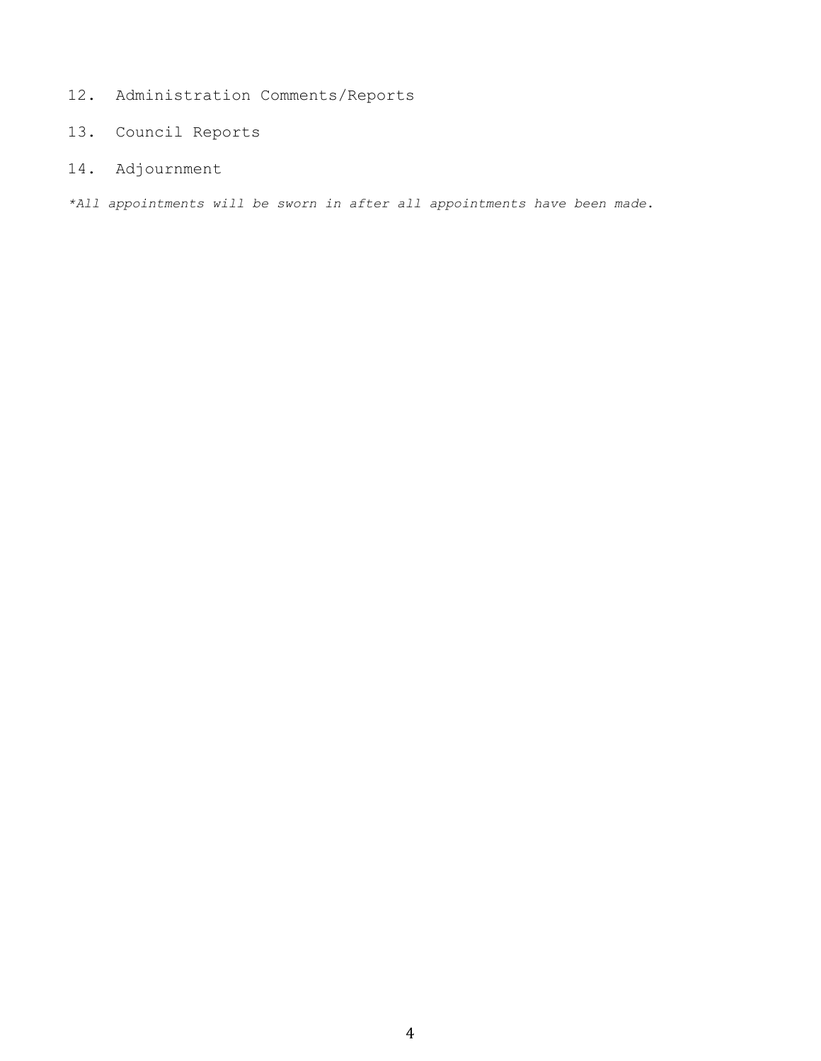12. Administration Comments/Reports

13. Council Reports

14. Adjournment

*\*All appointments will be sworn in after all appointments have been made.*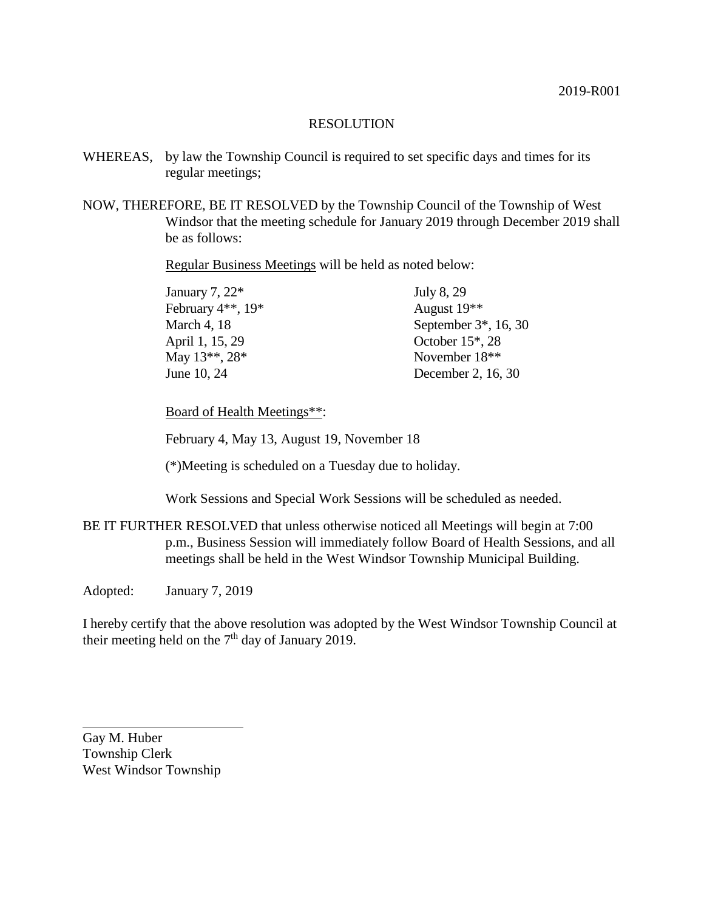2019-R001

# RESOLUTION

WHEREAS, by law the Township Council is required to set specific days and times for its regular meetings;

NOW, THEREFORE, BE IT RESOLVED by the Township Council of the Township of West Windsor that the meeting schedule for January 2019 through December 2019 shall be as follows:

Regular Business Meetings will be held as noted below:

| | |
|---|---|
| January 7, 22* | July 8, 29 |
| February 4**, 19* | August 19** |
| March 4, 18 | September 3*, 16, 30 |
| April 1, 15, 29 | October 15*, 28 |
| May 13**, 28* | November 18** |
| June 10, 24 | December 2, 16, 30 |

Board of Health Meetings**:

February 4, May 13, August 19, November 18

(*)Meeting is scheduled on a Tuesday due to holiday.

Work Sessions and Special Work Sessions will be scheduled as needed.

BE IT FURTHER RESOLVED that unless otherwise noticed all Meetings will begin at 7:00 p.m., Business Session will immediately follow Board of Health Sessions, and all meetings shall be held in the West Windsor Township Municipal Building.

Adopted: January 7, 2019

I hereby certify that the above resolution was adopted by the West Windsor Township Council at their meeting held on the 7th day of January 2019.

\_\_\_\_\_\_\_\_\_\_\_\_\_\_\_\_\_\_\_\_\_\_\_\_

Gay M. Huber
Township Clerk
West Windsor Township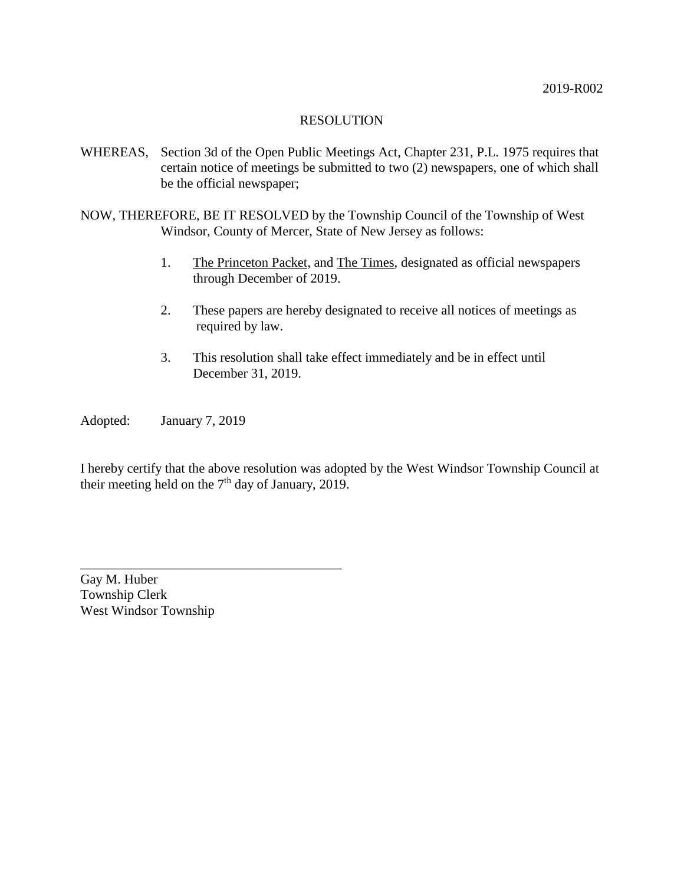2019-R002

RESOLUTION

WHEREAS, Section 3d of the Open Public Meetings Act, Chapter 231, P.L. 1975 requires that certain notice of meetings be submitted to two (2) newspapers, one of which shall be the official newspaper;

NOW, THEREFORE, BE IT RESOLVED by the Township Council of the Township of West Windsor, County of Mercer, State of New Jersey as follows:

1. The Princeton Packet, and The Times, designated as official newspapers through December of 2019.

2. These papers are hereby designated to receive all notices of meetings as required by law.

3. This resolution shall take effect immediately and be in effect until December 31, 2019.

Adopted: January 7, 2019

I hereby certify that the above resolution was adopted by the West Windsor Township Council at their meeting held on the 7th day of January, 2019.

\_\_\_\_\_\_\_\_\_\_\_\_\_\_\_\_\_\_\_\_\_\_\_\_\_\_\_\_\_\_\_\_\_\_\_\_\_\_\_\_

Gay M. Huber
Township Clerk
West Windsor Township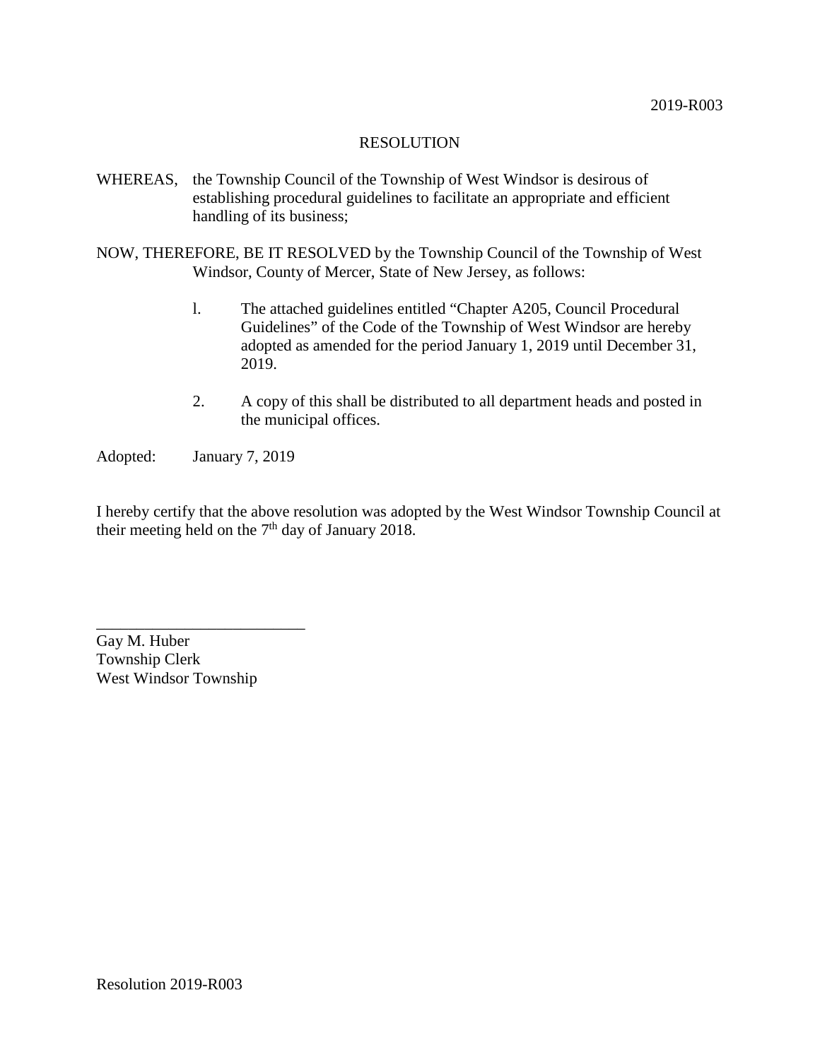2019-R003

RESOLUTION

WHEREAS, the Township Council of the Township of West Windsor is desirous of establishing procedural guidelines to facilitate an appropriate and efficient handling of its business;

NOW, THEREFORE, BE IT RESOLVED by the Township Council of the Township of West Windsor, County of Mercer, State of New Jersey, as follows:

l. The attached guidelines entitled "Chapter A205, Council Procedural Guidelines" of the Code of the Township of West Windsor are hereby adopted as amended for the period January 1, 2019 until December 31, 2019.

2. A copy of this shall be distributed to all department heads and posted in the municipal offices.

Adopted: January 7, 2019

I hereby certify that the above resolution was adopted by the West Windsor Township Council at their meeting held on the 7th day of January 2018.

\_\_\_\_\_\_\_\_\_\_\_\_\_\_\_\_\_\_\_\_\_\_\_\_\_\_

Gay M. Huber
Township Clerk
West Windsor Township

Resolution 2019-R003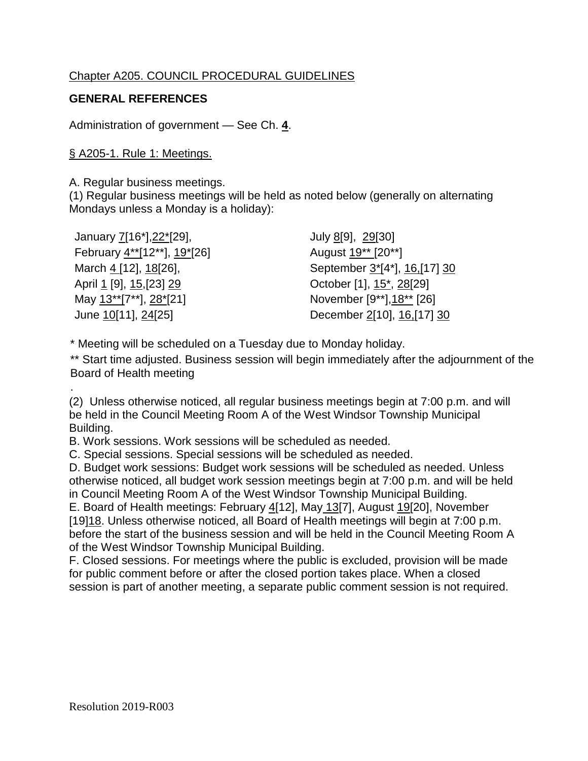Chapter A205. COUNCIL PROCEDURAL GUIDELINES

**GENERAL REFERENCES**

Administration of government — See Ch. **4**.

§ A205-1. Rule 1: Meetings.

A. Regular business meetings.
(1) Regular business meetings will be held as noted below (generally on alternating Mondays unless a Monday is a holiday):

January 7[16*],22*[29],
February 4**[12**], 19*[26]
March 4 [12], 18[26],
April 1 [9], 15,[23] 29
May 13**[7**], 28*[21]
June 10[11], 24[25]
July 8[9], 29[30]
August 19** [20**]
September 3*[4*], 16,[17] 30
October [1], 15*, 28[29]
November [9**],18** [26]
December 2[10], 16,[17] 30

\* Meeting will be scheduled on a Tuesday due to Monday holiday.

\** Start time adjusted. Business session will begin immediately after the adjournment of the Board of Health meeting

.

(2) Unless otherwise noticed, all regular business meetings begin at 7:00 p.m. and will be held in the Council Meeting Room A of the West Windsor Township Municipal Building.

B. Work sessions. Work sessions will be scheduled as needed.

C. Special sessions. Special sessions will be scheduled as needed.

D. Budget work sessions: Budget work sessions will be scheduled as needed. Unless otherwise noticed, all budget work session meetings begin at 7:00 p.m. and will be held in Council Meeting Room A of the West Windsor Township Municipal Building.

E. Board of Health meetings: February 4[12], May 13[7], August 19[20], November [19]18. Unless otherwise noticed, all Board of Health meetings will begin at 7:00 p.m. before the start of the business session and will be held in the Council Meeting Room A of the West Windsor Township Municipal Building.

F. Closed sessions. For meetings where the public is excluded, provision will be made for public comment before or after the closed portion takes place. When a closed session is part of another meeting, a separate public comment session is not required.

Resolution 2019-R003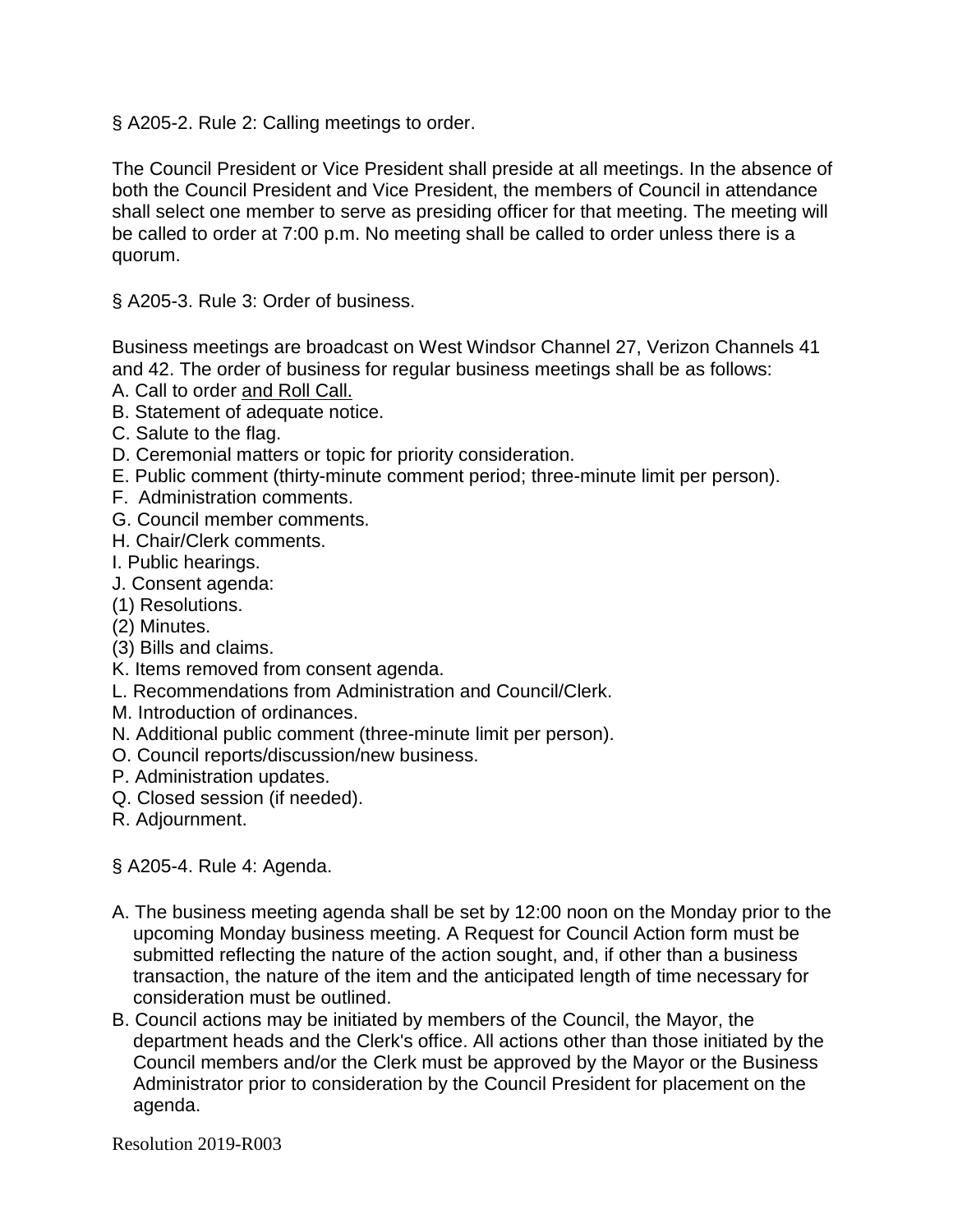§ A205-2. Rule 2: Calling meetings to order.

The Council President or Vice President shall preside at all meetings. In the absence of both the Council President and Vice President, the members of Council in attendance shall select one member to serve as presiding officer for that meeting. The meeting will be called to order at 7:00 p.m. No meeting shall be called to order unless there is a quorum.

§ A205-3. Rule 3: Order of business.

Business meetings are broadcast on West Windsor Channel 27, Verizon Channels 41 and 42. The order of business for regular business meetings shall be as follows:

A. Call to order <u>and Roll Call.</u>
B. Statement of adequate notice.
C. Salute to the flag.
D. Ceremonial matters or topic for priority consideration.
E. Public comment (thirty-minute comment period; three-minute limit per person).
F. Administration comments.
G. Council member comments.
H. Chair/Clerk comments.
I. Public hearings.
J. Consent agenda:
(1) Resolutions.
(2) Minutes.
(3) Bills and claims.
K. Items removed from consent agenda.
L. Recommendations from Administration and Council/Clerk.
M. Introduction of ordinances.
N. Additional public comment (three-minute limit per person).
O. Council reports/discussion/new business.
P. Administration updates.
Q. Closed session (if needed).
R. Adjournment.

§ A205-4. Rule 4: Agenda.

A. The business meeting agenda shall be set by 12:00 noon on the Monday prior to the upcoming Monday business meeting. A Request for Council Action form must be submitted reflecting the nature of the action sought, and, if other than a business transaction, the nature of the item and the anticipated length of time necessary for consideration must be outlined.
B. Council actions may be initiated by members of the Council, the Mayor, the department heads and the Clerk's office. All actions other than those initiated by the Council members and/or the Clerk must be approved by the Mayor or the Business Administrator prior to consideration by the Council President for placement on the agenda.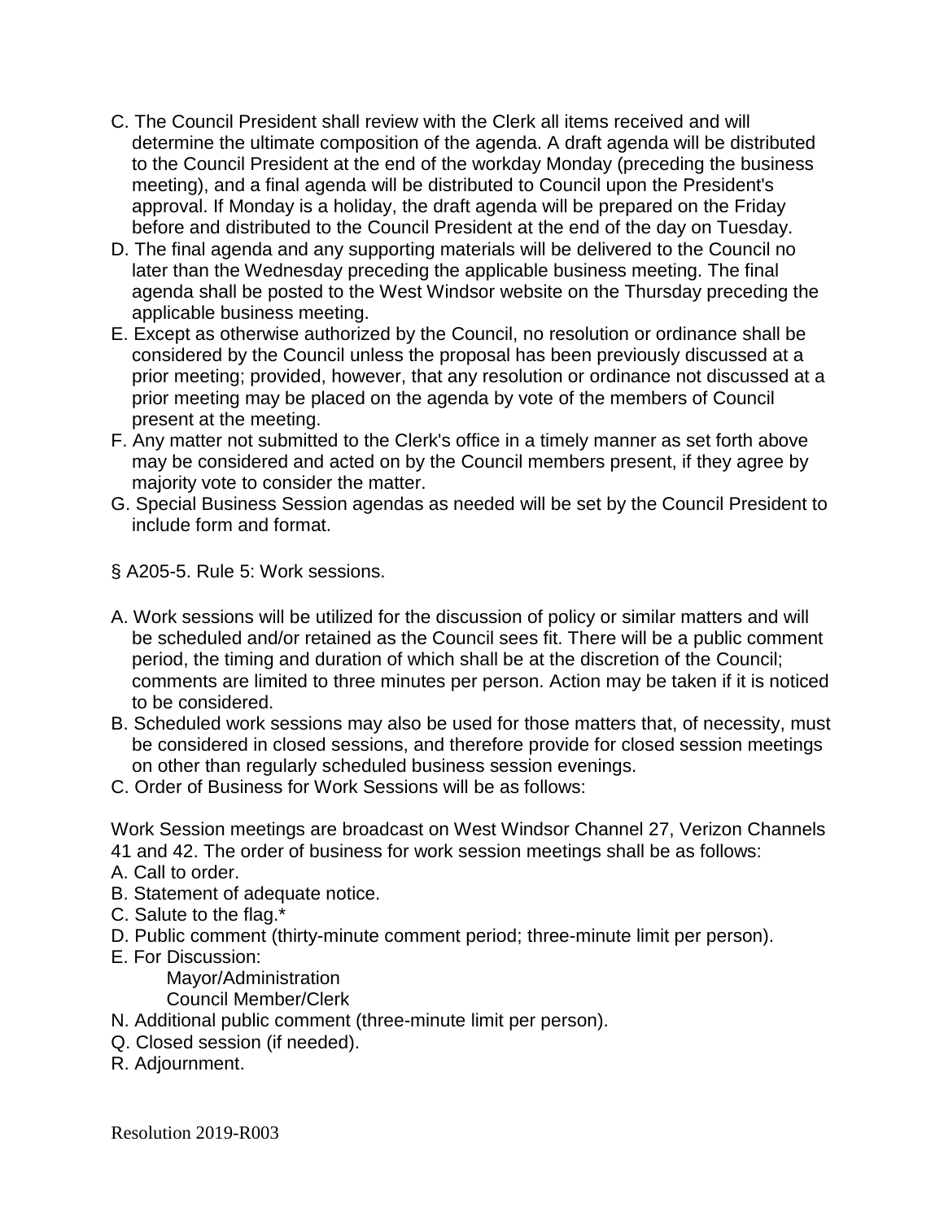C. The Council President shall review with the Clerk all items received and will determine the ultimate composition of the agenda. A draft agenda will be distributed to the Council President at the end of the workday Monday (preceding the business meeting), and a final agenda will be distributed to Council upon the President's approval. If Monday is a holiday, the draft agenda will be prepared on the Friday before and distributed to the Council President at the end of the day on Tuesday.

D. The final agenda and any supporting materials will be delivered to the Council no later than the Wednesday preceding the applicable business meeting. The final agenda shall be posted to the West Windsor website on the Thursday preceding the applicable business meeting.

E. Except as otherwise authorized by the Council, no resolution or ordinance shall be considered by the Council unless the proposal has been previously discussed at a prior meeting; provided, however, that any resolution or ordinance not discussed at a prior meeting may be placed on the agenda by vote of the members of Council present at the meeting.

F. Any matter not submitted to the Clerk's office in a timely manner as set forth above may be considered and acted on by the Council members present, if they agree by majority vote to consider the matter.

G. Special Business Session agendas as needed will be set by the Council President to include form and format.

§ A205-5. Rule 5: Work sessions.

A. Work sessions will be utilized for the discussion of policy or similar matters and will be scheduled and/or retained as the Council sees fit. There will be a public comment period, the timing and duration of which shall be at the discretion of the Council; comments are limited to three minutes per person. Action may be taken if it is noticed to be considered.

B. Scheduled work sessions may also be used for those matters that, of necessity, must be considered in closed sessions, and therefore provide for closed session meetings on other than regularly scheduled business session evenings.

C. Order of Business for Work Sessions will be as follows:

Work Session meetings are broadcast on West Windsor Channel 27, Verizon Channels 41 and 42. The order of business for work session meetings shall be as follows:

A. Call to order.
B. Statement of adequate notice.
C. Salute to the flag.*
D. Public comment (thirty-minute comment period; three-minute limit per person).
E. For Discussion:
   Mayor/Administration
   Council Member/Clerk
N. Additional public comment (three-minute limit per person).
Q. Closed session (if needed).
R. Adjournment.

Resolution 2019-R003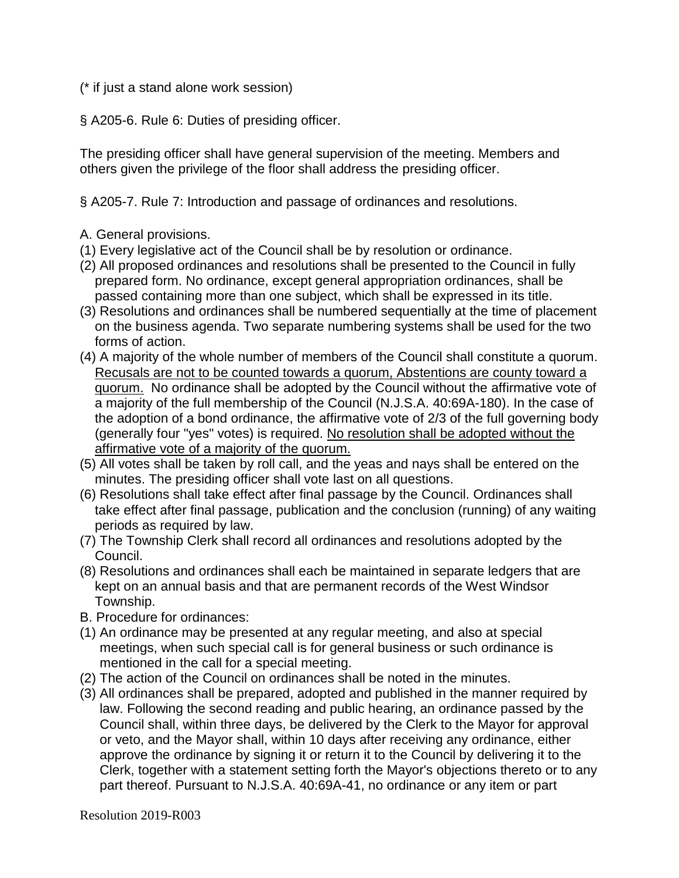(* if just a stand alone work session)

§ A205-6. Rule 6: Duties of presiding officer.

The presiding officer shall have general supervision of the meeting. Members and others given the privilege of the floor shall address the presiding officer.

§ A205-7. Rule 7: Introduction and passage of ordinances and resolutions.

A. General provisions.

(1) Every legislative act of the Council shall be by resolution or ordinance.

(2) All proposed ordinances and resolutions shall be presented to the Council in fully prepared form. No ordinance, except general appropriation ordinances, shall be passed containing more than one subject, which shall be expressed in its title.

(3) Resolutions and ordinances shall be numbered sequentially at the time of placement on the business agenda. Two separate numbering systems shall be used for the two forms of action.

(4) A majority of the whole number of members of the Council shall constitute a quorum. <u>Recusals are not to be counted towards a quorum, Abstentions are county toward a quorum.</u> No ordinance shall be adopted by the Council without the affirmative vote of a majority of the full membership of the Council (N.J.S.A. 40:69A-180). In the case of the adoption of a bond ordinance, the affirmative vote of 2/3 of the full governing body (generally four "yes" votes) is required. <u>No resolution shall be adopted without the affirmative vote of a majority of the quorum.</u>

(5) All votes shall be taken by roll call, and the yeas and nays shall be entered on the minutes. The presiding officer shall vote last on all questions.

(6) Resolutions shall take effect after final passage by the Council. Ordinances shall take effect after final passage, publication and the conclusion (running) of any waiting periods as required by law.

(7) The Township Clerk shall record all ordinances and resolutions adopted by the Council.

(8) Resolutions and ordinances shall each be maintained in separate ledgers that are kept on an annual basis and that are permanent records of the West Windsor Township.

B. Procedure for ordinances:

(1) An ordinance may be presented at any regular meeting, and also at special meetings, when such special call is for general business or such ordinance is mentioned in the call for a special meeting.

(2) The action of the Council on ordinances shall be noted in the minutes.

(3) All ordinances shall be prepared, adopted and published in the manner required by law. Following the second reading and public hearing, an ordinance passed by the Council shall, within three days, be delivered by the Clerk to the Mayor for approval or veto, and the Mayor shall, within 10 days after receiving any ordinance, either approve the ordinance by signing it or return it to the Council by delivering it to the Clerk, together with a statement setting forth the Mayor's objections thereto or to any part thereof. Pursuant to N.J.S.A. 40:69A-41, no ordinance or any item or part

Resolution 2019-R003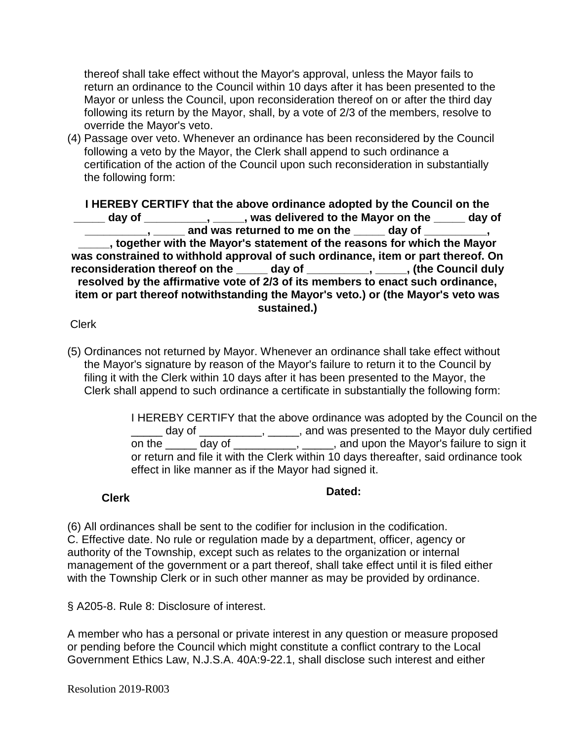thereof shall take effect without the Mayor's approval, unless the Mayor fails to return an ordinance to the Council within 10 days after it has been presented to the Mayor or unless the Council, upon reconsideration thereof on or after the third day following its return by the Mayor, shall, by a vote of 2/3 of the members, resolve to override the Mayor's veto.

(4) Passage over veto. Whenever an ordinance has been reconsidered by the Council following a veto by the Mayor, the Clerk shall append to such ordinance a certification of the action of the Council upon such reconsideration in substantially the following form:

**I HEREBY CERTIFY that the above ordinance adopted by the Council on the _____ day of __________, _____, was delivered to the Mayor on the _____ day of __________, _____ and was returned to me on the _____ day of __________, _____, together with the Mayor's statement of the reasons for which the Mayor was constrained to withhold approval of such ordinance, item or part thereof. On reconsideration thereof on the _____ day of __________, _____, (the Council duly resolved by the affirmative vote of 2/3 of its members to enact such ordinance, item or part thereof notwithstanding the Mayor's veto.) or (the Mayor's veto was sustained.)**

Clerk

(5) Ordinances not returned by Mayor. Whenever an ordinance shall take effect without the Mayor's signature by reason of the Mayor's failure to return it to the Council by filing it with the Clerk within 10 days after it has been presented to the Mayor, the Clerk shall append to such ordinance a certificate in substantially the following form:

> I HEREBY CERTIFY that the above ordinance was adopted by the Council on the _____ day of __________, _____, and was presented to the Mayor duly certified on the _____ day of __________, _____, and upon the Mayor's failure to sign it or return and file it with the Clerk within 10 days thereafter, said ordinance took effect in like manner as if the Mayor had signed it.

**Clerk** **Dated:**

(6) All ordinances shall be sent to the codifier for inclusion in the codification.

C. Effective date. No rule or regulation made by a department, officer, agency or authority of the Township, except such as relates to the organization or internal management of the government or a part thereof, shall take effect until it is filed either with the Township Clerk or in such other manner as may be provided by ordinance.

§ A205-8. Rule 8: Disclosure of interest.

A member who has a personal or private interest in any question or measure proposed or pending before the Council which might constitute a conflict contrary to the Local Government Ethics Law, N.J.S.A. 40A:9-22.1, shall disclose such interest and either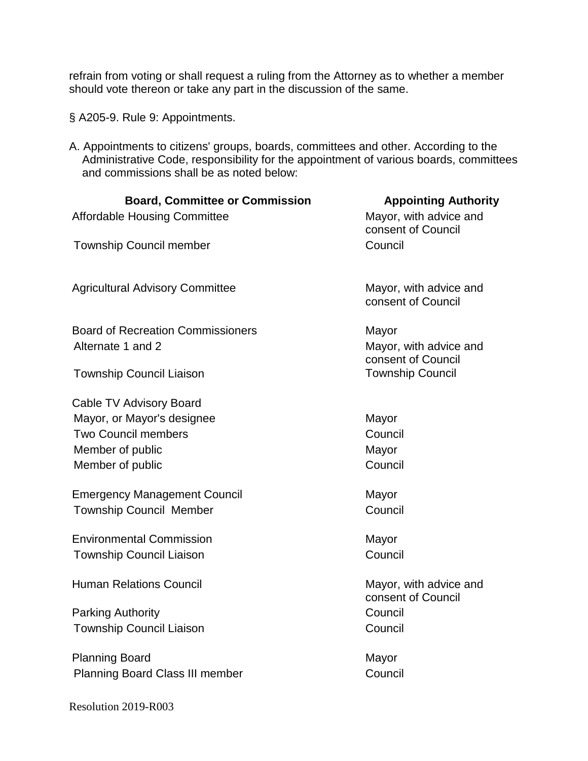refrain from voting or shall request a ruling from the Attorney as to whether a member should vote thereon or take any part in the discussion of the same.

§ A205-9. Rule 9: Appointments.

A. Appointments to citizens' groups, boards, committees and other. According to the Administrative Code, responsibility for the appointment of various boards, committees and commissions shall be as noted below:

| Board, Committee or Commission | Appointing Authority |
|---|---|
| Affordable Housing Committee | Mayor, with advice and consent of Council |
| Township Council member | Council |
| Agricultural Advisory Committee | Mayor, with advice and consent of Council |
| Board of Recreation Commissioners | Mayor |
| Alternate 1 and 2 | Mayor, with advice and consent of Council |
| Township Council Liaison | Township Council |
| Cable TV Advisory Board | |
| Mayor, or Mayor's designee | Mayor |
| Two Council members | Council |
| Member of public | Mayor |
| Member of public | Council |
| Emergency Management Council | Mayor |
| Township Council Member | Council |
| Environmental Commission | Mayor |
| Township Council Liaison | Council |
| Human Relations Council | Mayor, with advice and consent of Council |
| Parking Authority | Council |
| Township Council Liaison | Council |
| Planning Board | Mayor |
| Planning Board Class III member | Council |

Resolution 2019-R003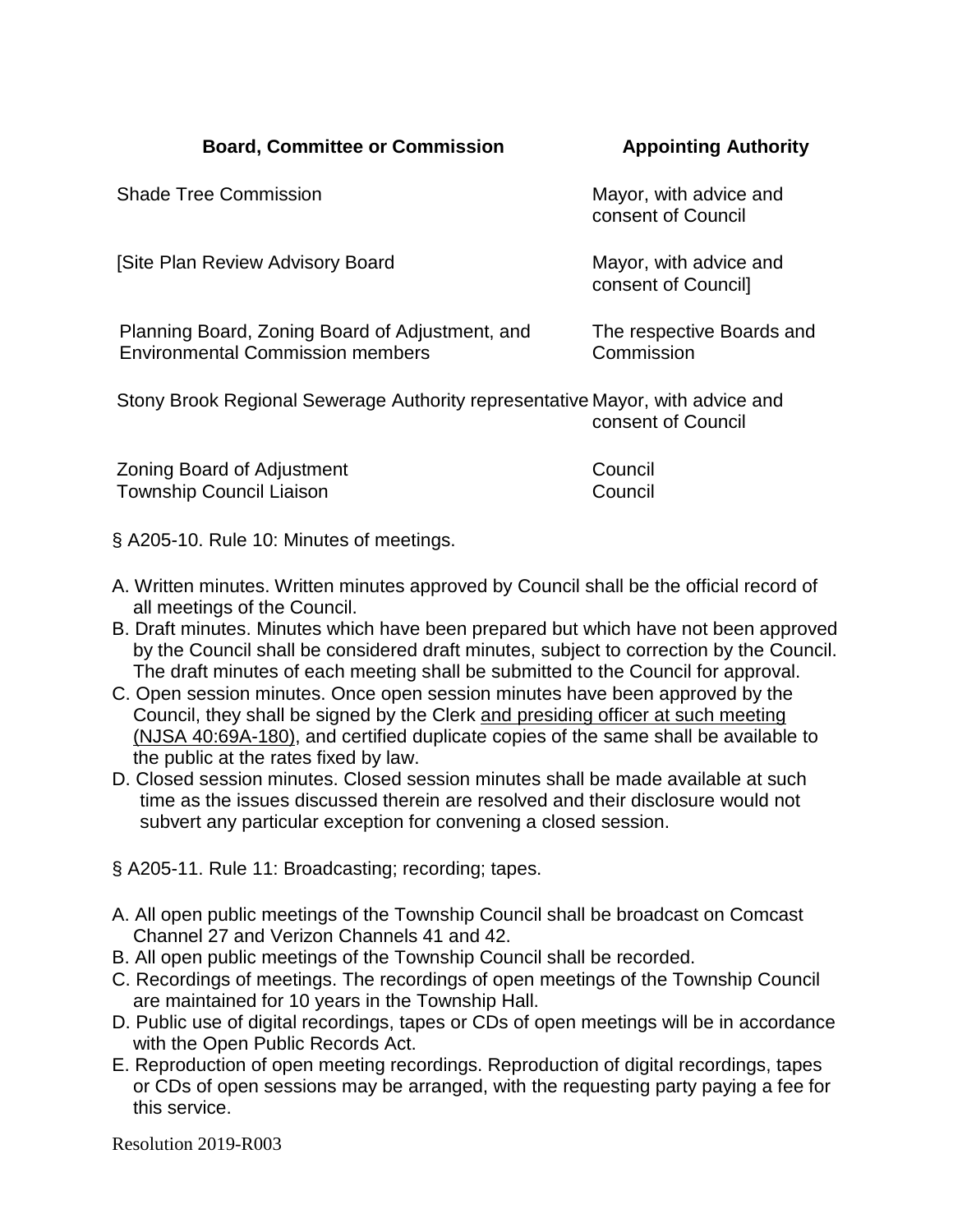| Board, Committee or Commission | Appointing Authority |
|---|---|
| Shade Tree Commission | Mayor, with advice and consent of Council |
| [Site Plan Review Advisory Board | Mayor, with advice and consent of Council] |
| Planning Board, Zoning Board of Adjustment, and Environmental Commission members | The respective Boards and Commission |
| Stony Brook Regional Sewerage Authority representative | Mayor, with advice and consent of Council |
| Zoning Board of Adjustment | Council |
| Township Council Liaison | Council |

§ A205-10. Rule 10: Minutes of meetings.

A. Written minutes. Written minutes approved by Council shall be the official record of all meetings of the Council.
B. Draft minutes. Minutes which have been prepared but which have not been approved by the Council shall be considered draft minutes, subject to correction by the Council. The draft minutes of each meeting shall be submitted to the Council for approval.
C. Open session minutes. Once open session minutes have been approved by the Council, they shall be signed by the Clerk <u>and presiding officer at such meeting (NJSA 40:69A-180)</u>, and certified duplicate copies of the same shall be available to the public at the rates fixed by law.
D. Closed session minutes. Closed session minutes shall be made available at such time as the issues discussed therein are resolved and their disclosure would not subvert any particular exception for convening a closed session.

§ A205-11. Rule 11: Broadcasting; recording; tapes.

A. All open public meetings of the Township Council shall be broadcast on Comcast Channel 27 and Verizon Channels 41 and 42.
B. All open public meetings of the Township Council shall be recorded.
C. Recordings of meetings. The recordings of open meetings of the Township Council are maintained for 10 years in the Township Hall.
D. Public use of digital recordings, tapes or CDs of open meetings will be in accordance with the Open Public Records Act.
E. Reproduction of open meeting recordings. Reproduction of digital recordings, tapes or CDs of open sessions may be arranged, with the requesting party paying a fee for this service.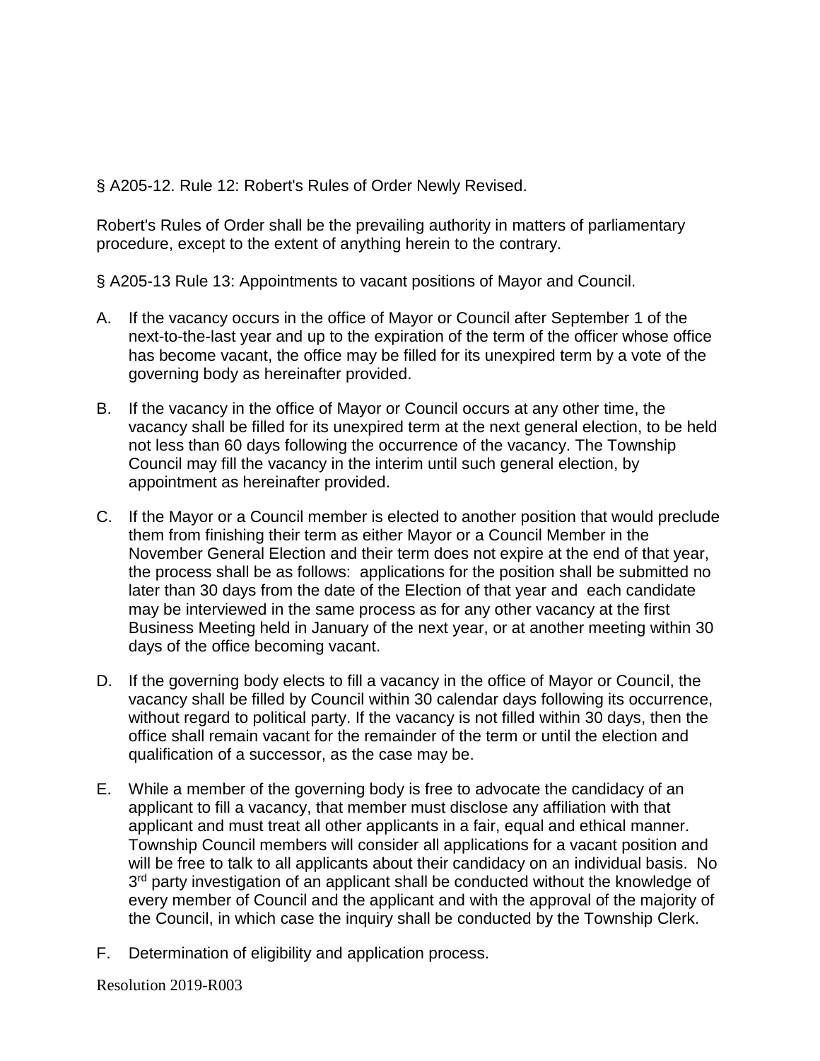§ A205-12. Rule 12: Robert's Rules of Order Newly Revised.

Robert's Rules of Order shall be the prevailing authority in matters of parliamentary procedure, except to the extent of anything herein to the contrary.

§ A205-13 Rule 13: Appointments to vacant positions of Mayor and Council.

A. If the vacancy occurs in the office of Mayor or Council after September 1 of the next-to-the-last year and up to the expiration of the term of the officer whose office has become vacant, the office may be filled for its unexpired term by a vote of the governing body as hereinafter provided.

B. If the vacancy in the office of Mayor or Council occurs at any other time, the vacancy shall be filled for its unexpired term at the next general election, to be held not less than 60 days following the occurrence of the vacancy. The Township Council may fill the vacancy in the interim until such general election, by appointment as hereinafter provided.

C. If the Mayor or a Council member is elected to another position that would preclude them from finishing their term as either Mayor or a Council Member in the November General Election and their term does not expire at the end of that year, the process shall be as follows: applications for the position shall be submitted no later than 30 days from the date of the Election of that year and each candidate may be interviewed in the same process as for any other vacancy at the first Business Meeting held in January of the next year, or at another meeting within 30 days of the office becoming vacant.

D. If the governing body elects to fill a vacancy in the office of Mayor or Council, the vacancy shall be filled by Council within 30 calendar days following its occurrence, without regard to political party. If the vacancy is not filled within 30 days, then the office shall remain vacant for the remainder of the term or until the election and qualification of a successor, as the case may be.

E. While a member of the governing body is free to advocate the candidacy of an applicant to fill a vacancy, that member must disclose any affiliation with that applicant and must treat all other applicants in a fair, equal and ethical manner. Township Council members will consider all applications for a vacant position and will be free to talk to all applicants about their candidacy on an individual basis. No 3rd party investigation of an applicant shall be conducted without the knowledge of every member of Council and the applicant and with the approval of the majority of the Council, in which case the inquiry shall be conducted by the Township Clerk.

F. Determination of eligibility and application process.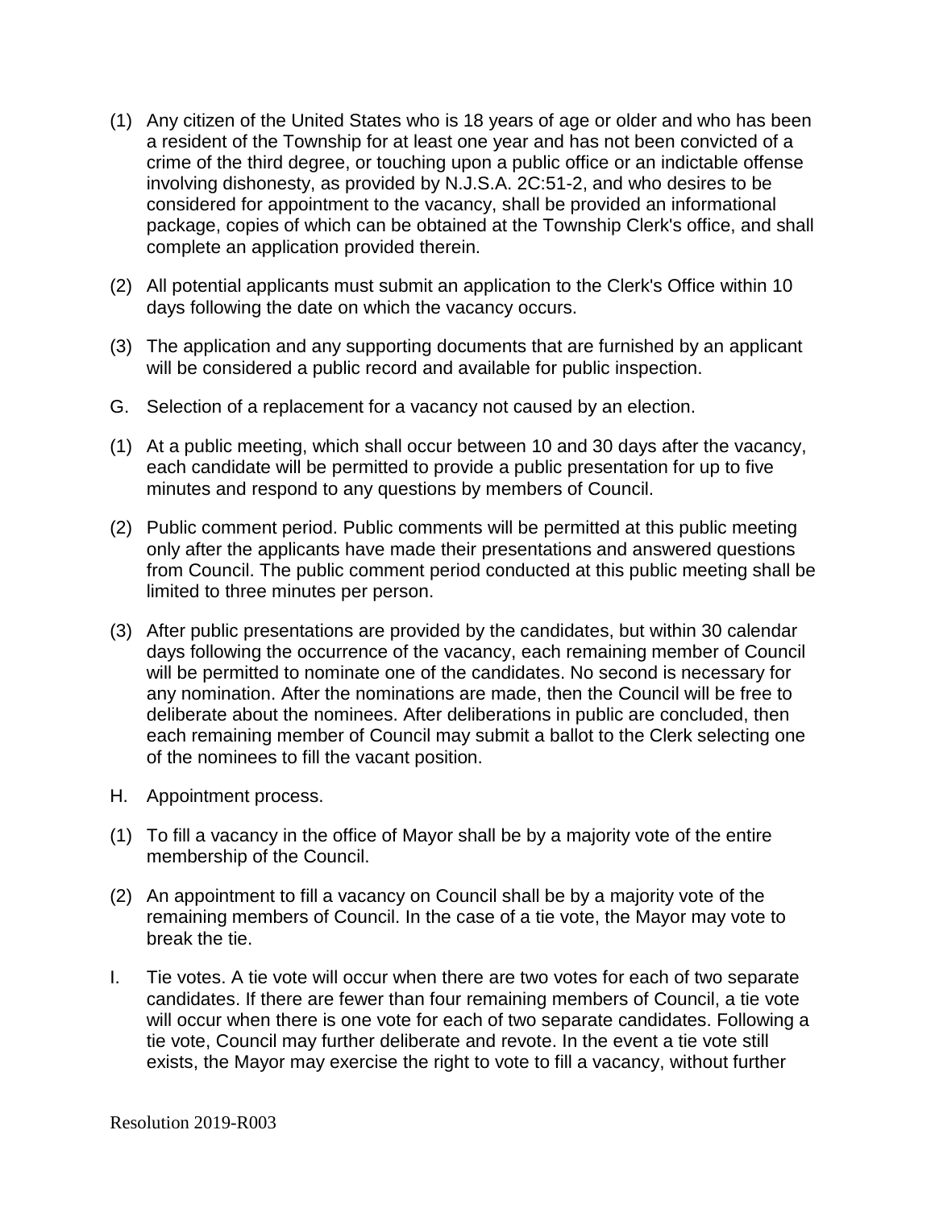(1) Any citizen of the United States who is 18 years of age or older and who has been a resident of the Township for at least one year and has not been convicted of a crime of the third degree, or touching upon a public office or an indictable offense involving dishonesty, as provided by N.J.S.A. 2C:51-2, and who desires to be considered for appointment to the vacancy, shall be provided an informational package, copies of which can be obtained at the Township Clerk's office, and shall complete an application provided therein.

(2) All potential applicants must submit an application to the Clerk's Office within 10 days following the date on which the vacancy occurs.

(3) The application and any supporting documents that are furnished by an applicant will be considered a public record and available for public inspection.

G. Selection of a replacement for a vacancy not caused by an election.

(1) At a public meeting, which shall occur between 10 and 30 days after the vacancy, each candidate will be permitted to provide a public presentation for up to five minutes and respond to any questions by members of Council.

(2) Public comment period. Public comments will be permitted at this public meeting only after the applicants have made their presentations and answered questions from Council. The public comment period conducted at this public meeting shall be limited to three minutes per person.

(3) After public presentations are provided by the candidates, but within 30 calendar days following the occurrence of the vacancy, each remaining member of Council will be permitted to nominate one of the candidates. No second is necessary for any nomination. After the nominations are made, then the Council will be free to deliberate about the nominees. After deliberations in public are concluded, then each remaining member of Council may submit a ballot to the Clerk selecting one of the nominees to fill the vacant position.

H. Appointment process.

(1) To fill a vacancy in the office of Mayor shall be by a majority vote of the entire membership of the Council.

(2) An appointment to fill a vacancy on Council shall be by a majority vote of the remaining members of Council. In the case of a tie vote, the Mayor may vote to break the tie.

I. Tie votes. A tie vote will occur when there are two votes for each of two separate candidates. If there are fewer than four remaining members of Council, a tie vote will occur when there is one vote for each of two separate candidates. Following a tie vote, Council may further deliberate and revote. In the event a tie vote still exists, the Mayor may exercise the right to vote to fill a vacancy, without further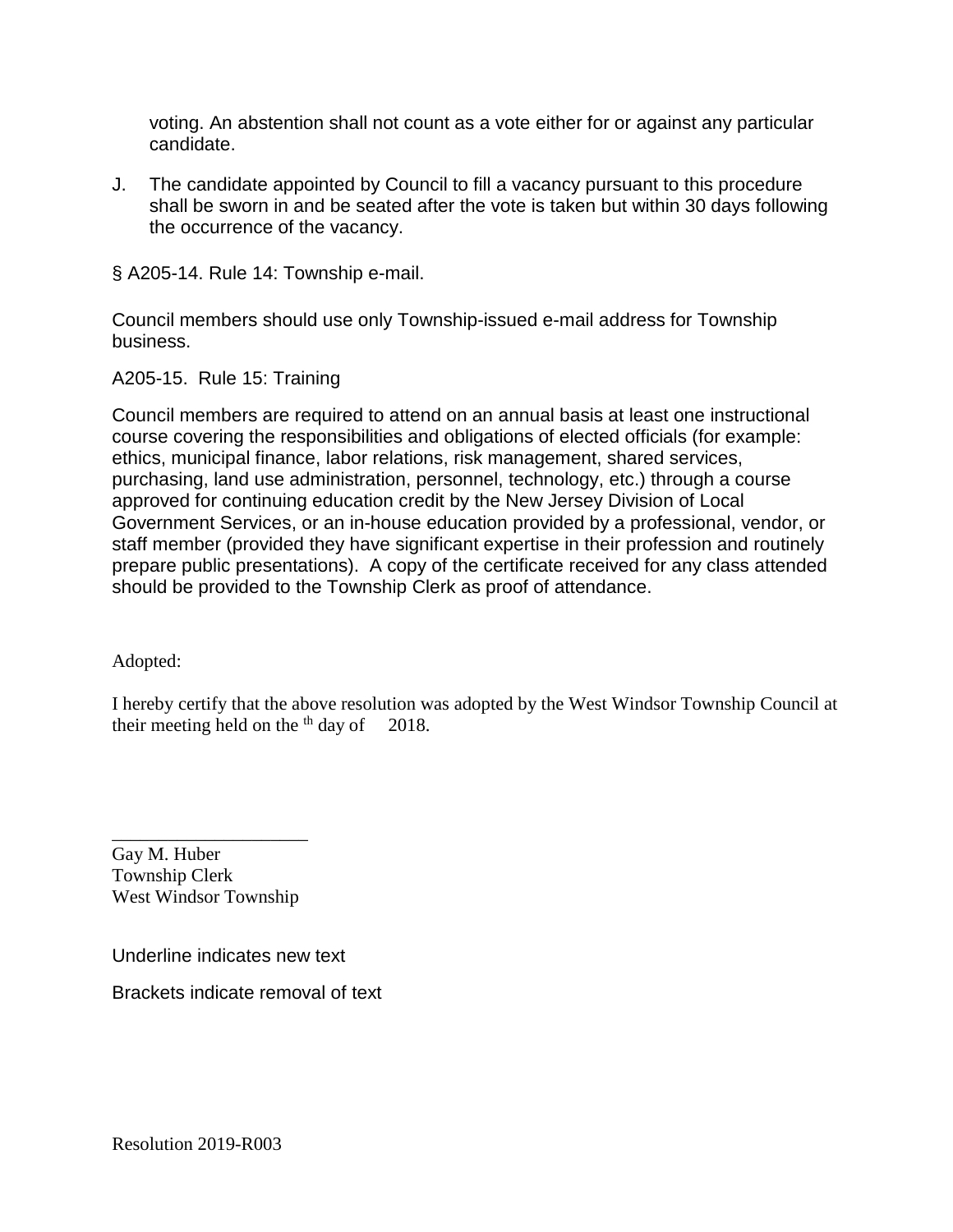voting. An abstention shall not count as a vote either for or against any particular candidate.

J. The candidate appointed by Council to fill a vacancy pursuant to this procedure shall be sworn in and be seated after the vote is taken but within 30 days following the occurrence of the vacancy.

§ A205-14. Rule 14: Township e-mail.

Council members should use only Township-issued e-mail address for Township business.

A205-15. Rule 15: Training

Council members are required to attend on an annual basis at least one instructional course covering the responsibilities and obligations of elected officials (for example: ethics, municipal finance, labor relations, risk management, shared services, purchasing, land use administration, personnel, technology, etc.) through a course approved for continuing education credit by the New Jersey Division of Local Government Services, or an in-house education provided by a professional, vendor, or staff member (provided they have significant expertise in their profession and routinely prepare public presentations). A copy of the certificate received for any class attended should be provided to the Township Clerk as proof of attendance.

Adopted:

I hereby certify that the above resolution was adopted by the West Windsor Township Council at their meeting held on the th day of 2018.

\_\_\_\_\_\_\_\_\_\_\_\_\_\_\_\_\_\_\_\_\_

Gay M. Huber
Township Clerk
West Windsor Township

Underline indicates new text

Brackets indicate removal of text

Resolution 2019-R003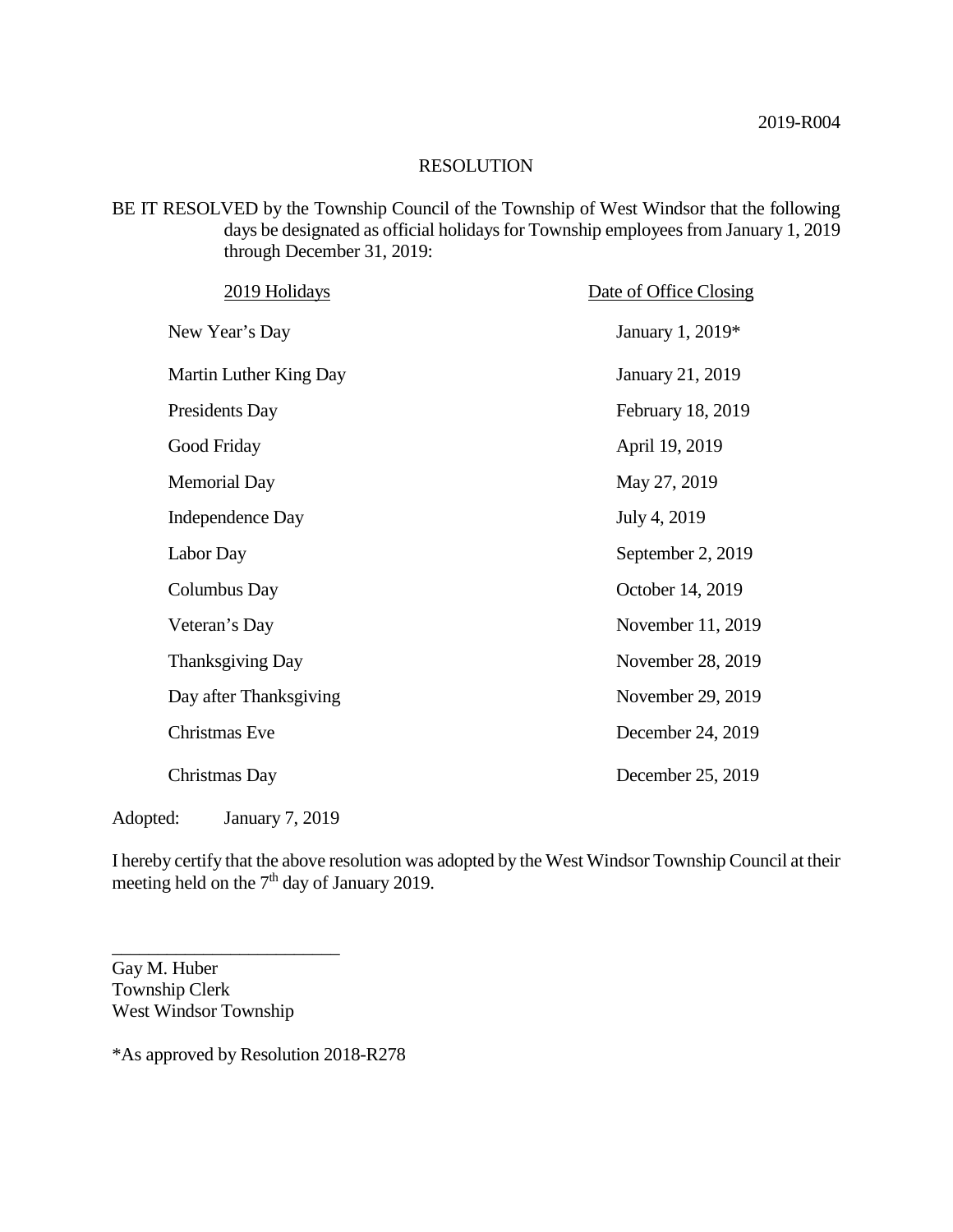2019-R004

RESOLUTION

BE IT RESOLVED by the Township Council of the Township of West Windsor that the following days be designated as official holidays for Township employees from January 1, 2019 through December 31, 2019:

| 2019 Holidays | Date of Office Closing |
| --- | --- |
| New Year's Day | January 1, 2019* |
| Martin Luther King Day | January 21, 2019 |
| Presidents Day | February 18, 2019 |
| Good Friday | April 19, 2019 |
| Memorial Day | May 27, 2019 |
| Independence Day | July 4, 2019 |
| Labor Day | September 2, 2019 |
| Columbus Day | October 14, 2019 |
| Veteran's Day | November 11, 2019 |
| Thanksgiving Day | November 28, 2019 |
| Day after Thanksgiving | November 29, 2019 |
| Christmas Eve | December 24, 2019 |
| Christmas Day | December 25, 2019 |

Adopted: January 7, 2019

I hereby certify that the above resolution was adopted by the West Windsor Township Council at their meeting held on the 7th day of January 2019.

\_\_\_\_\_\_\_\_\_\_\_\_\_\_\_\_\_\_\_\_\_\_\_\_\_

Gay M. Huber
Township Clerk
West Windsor Township

*As approved by Resolution 2018-R278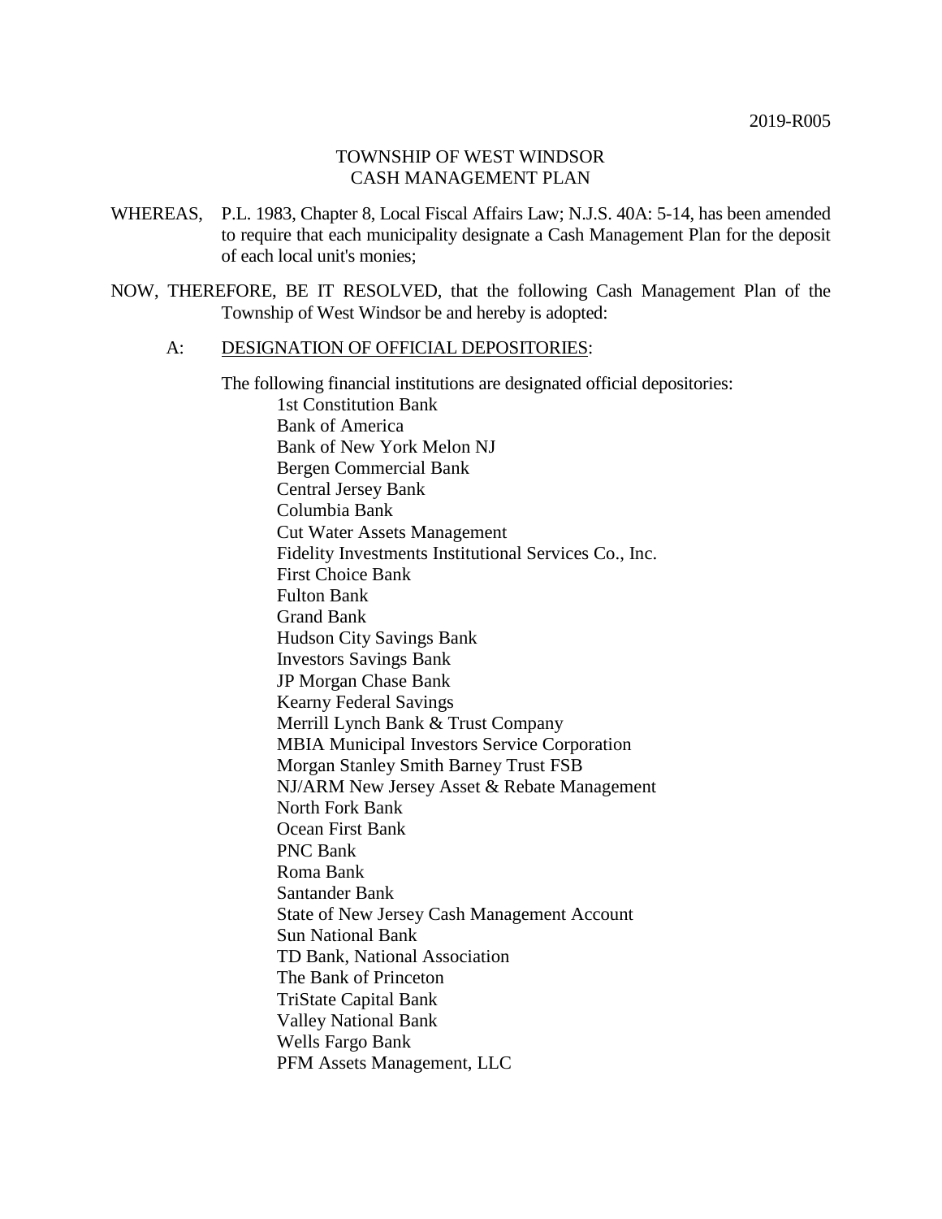2019-R005

TOWNSHIP OF WEST WINDSOR
CASH MANAGEMENT PLAN

WHEREAS, P.L. 1983, Chapter 8, Local Fiscal Affairs Law; N.J.S. 40A: 5-14, has been amended to require that each municipality designate a Cash Management Plan for the deposit of each local unit's monies;

NOW, THEREFORE, BE IT RESOLVED, that the following Cash Management Plan of the Township of West Windsor be and hereby is adopted:

A: DESIGNATION OF OFFICIAL DEPOSITORIES:

The following financial institutions are designated official depositories:

1st Constitution Bank
Bank of America
Bank of New York Melon NJ
Bergen Commercial Bank
Central Jersey Bank
Columbia Bank
Cut Water Assets Management
Fidelity Investments Institutional Services Co., Inc.
First Choice Bank
Fulton Bank
Grand Bank
Hudson City Savings Bank
Investors Savings Bank
JP Morgan Chase Bank
Kearny Federal Savings
Merrill Lynch Bank & Trust Company
MBIA Municipal Investors Service Corporation
Morgan Stanley Smith Barney Trust FSB
NJ/ARM New Jersey Asset & Rebate Management
North Fork Bank
Ocean First Bank
PNC Bank
Roma Bank
Santander Bank
State of New Jersey Cash Management Account
Sun National Bank
TD Bank, National Association
The Bank of Princeton
TriState Capital Bank
Valley National Bank
Wells Fargo Bank
PFM Assets Management, LLC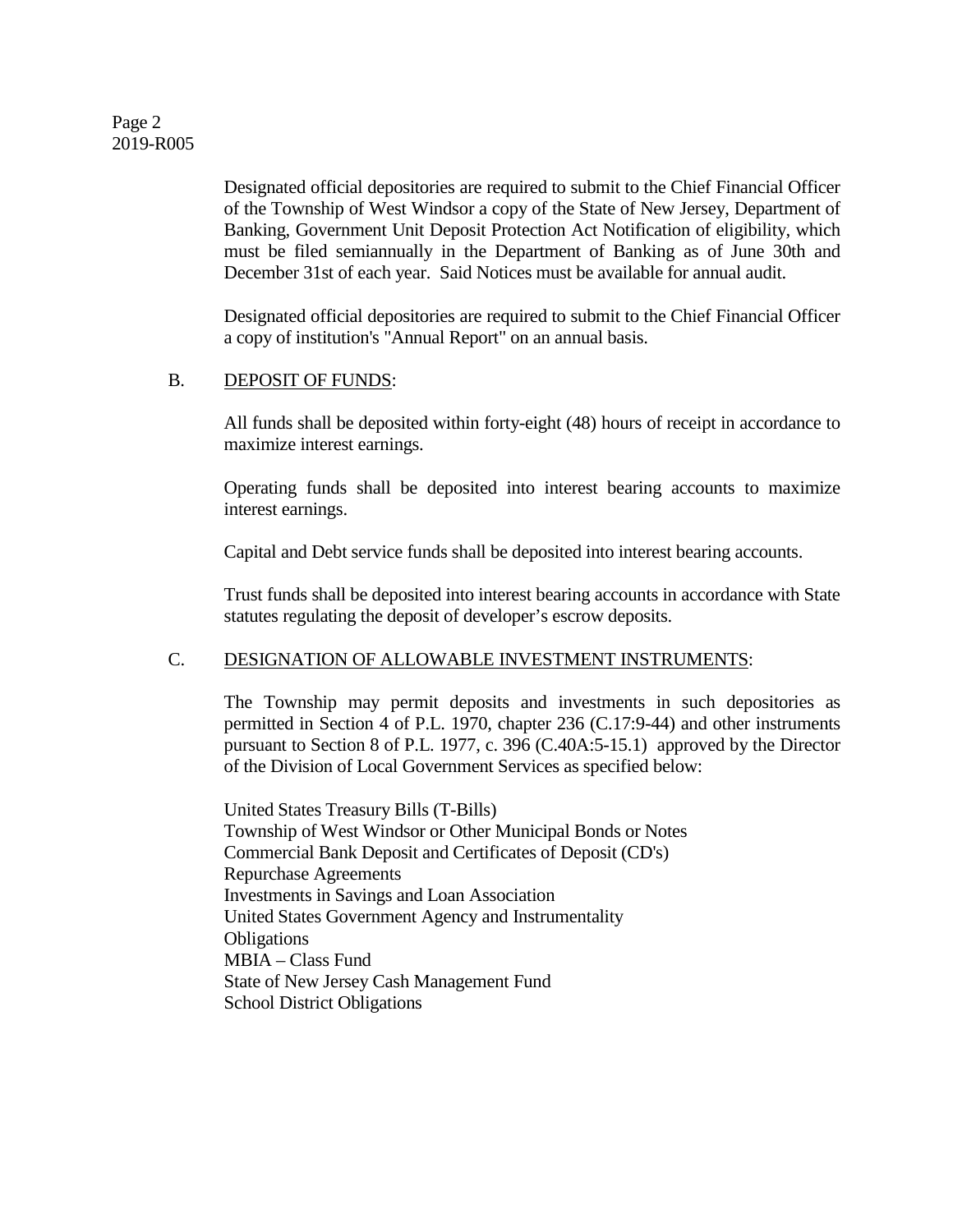Designated official depositories are required to submit to the Chief Financial Officer of the Township of West Windsor a copy of the State of New Jersey, Department of Banking, Government Unit Deposit Protection Act Notification of eligibility, which must be filed semiannually in the Department of Banking as of June 30th and December 31st of each year. Said Notices must be available for annual audit.

Designated official depositories are required to submit to the Chief Financial Officer a copy of institution's "Annual Report" on an annual basis.

B. DEPOSIT OF FUNDS:

All funds shall be deposited within forty-eight (48) hours of receipt in accordance to maximize interest earnings.

Operating funds shall be deposited into interest bearing accounts to maximize interest earnings.

Capital and Debt service funds shall be deposited into interest bearing accounts.

Trust funds shall be deposited into interest bearing accounts in accordance with State statutes regulating the deposit of developer's escrow deposits.

C. DESIGNATION OF ALLOWABLE INVESTMENT INSTRUMENTS:

The Township may permit deposits and investments in such depositories as permitted in Section 4 of P.L. 1970, chapter 236 (C.17:9-44) and other instruments pursuant to Section 8 of P.L. 1977, c. 396 (C.40A:5-15.1) approved by the Director of the Division of Local Government Services as specified below:

United States Treasury Bills (T-Bills)
Township of West Windsor or Other Municipal Bonds or Notes
Commercial Bank Deposit and Certificates of Deposit (CD's)
Repurchase Agreements
Investments in Savings and Loan Association
United States Government Agency and Instrumentality
Obligations
MBIA – Class Fund
State of New Jersey Cash Management Fund
School District Obligations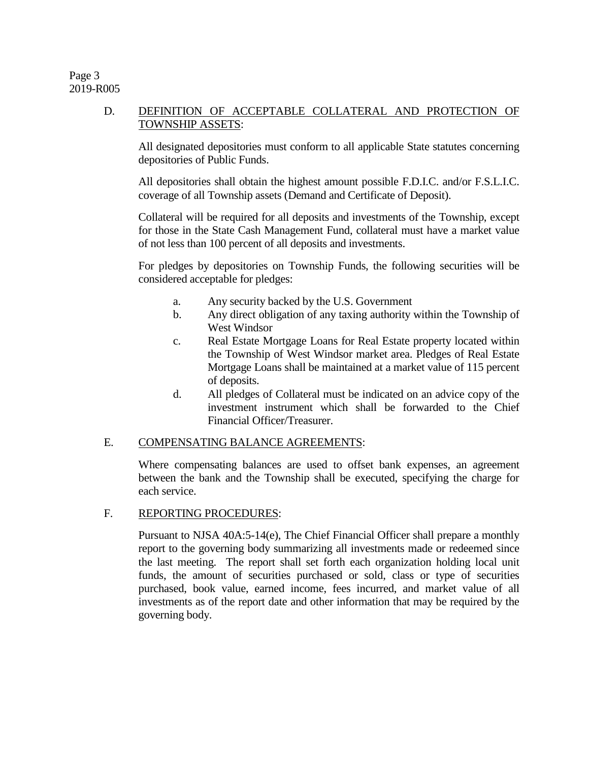D. DEFINITION OF ACCEPTABLE COLLATERAL AND PROTECTION OF TOWNSHIP ASSETS:

All designated depositories must conform to all applicable State statutes concerning depositories of Public Funds.

All depositories shall obtain the highest amount possible F.D.I.C. and/or F.S.L.I.C. coverage of all Township assets (Demand and Certificate of Deposit).

Collateral will be required for all deposits and investments of the Township, except for those in the State Cash Management Fund, collateral must have a market value of not less than 100 percent of all deposits and investments.

For pledges by depositories on Township Funds, the following securities will be considered acceptable for pledges:

a. Any security backed by the U.S. Government
b. Any direct obligation of any taxing authority within the Township of West Windsor
c. Real Estate Mortgage Loans for Real Estate property located within the Township of West Windsor market area. Pledges of Real Estate Mortgage Loans shall be maintained at a market value of 115 percent of deposits.
d. All pledges of Collateral must be indicated on an advice copy of the investment instrument which shall be forwarded to the Chief Financial Officer/Treasurer.

E. COMPENSATING BALANCE AGREEMENTS:

Where compensating balances are used to offset bank expenses, an agreement between the bank and the Township shall be executed, specifying the charge for each service.

F. REPORTING PROCEDURES:

Pursuant to NJSA 40A:5-14(e), The Chief Financial Officer shall prepare a monthly report to the governing body summarizing all investments made or redeemed since the last meeting. The report shall set forth each organization holding local unit funds, the amount of securities purchased or sold, class or type of securities purchased, book value, earned income, fees incurred, and market value of all investments as of the report date and other information that may be required by the governing body.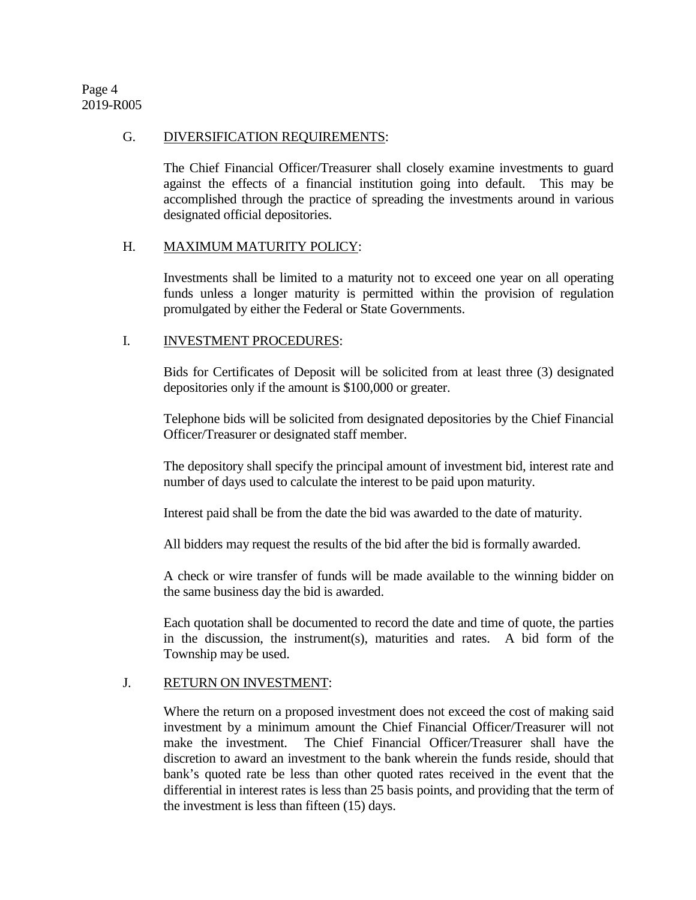### G. DIVERSIFICATION REQUIREMENTS:

The Chief Financial Officer/Treasurer shall closely examine investments to guard against the effects of a financial institution going into default. This may be accomplished through the practice of spreading the investments around in various designated official depositories.

### H. MAXIMUM MATURITY POLICY:

Investments shall be limited to a maturity not to exceed one year on all operating funds unless a longer maturity is permitted within the provision of regulation promulgated by either the Federal or State Governments.

### I. INVESTMENT PROCEDURES:

Bids for Certificates of Deposit will be solicited from at least three (3) designated depositories only if the amount is $100,000 or greater.

Telephone bids will be solicited from designated depositories by the Chief Financial Officer/Treasurer or designated staff member.

The depository shall specify the principal amount of investment bid, interest rate and number of days used to calculate the interest to be paid upon maturity.

Interest paid shall be from the date the bid was awarded to the date of maturity.

All bidders may request the results of the bid after the bid is formally awarded.

A check or wire transfer of funds will be made available to the winning bidder on the same business day the bid is awarded.

Each quotation shall be documented to record the date and time of quote, the parties in the discussion, the instrument(s), maturities and rates. A bid form of the Township may be used.

### J. RETURN ON INVESTMENT:

Where the return on a proposed investment does not exceed the cost of making said investment by a minimum amount the Chief Financial Officer/Treasurer will not make the investment. The Chief Financial Officer/Treasurer shall have the discretion to award an investment to the bank wherein the funds reside, should that bank's quoted rate be less than other quoted rates received in the event that the differential in interest rates is less than 25 basis points, and providing that the term of the investment is less than fifteen (15) days.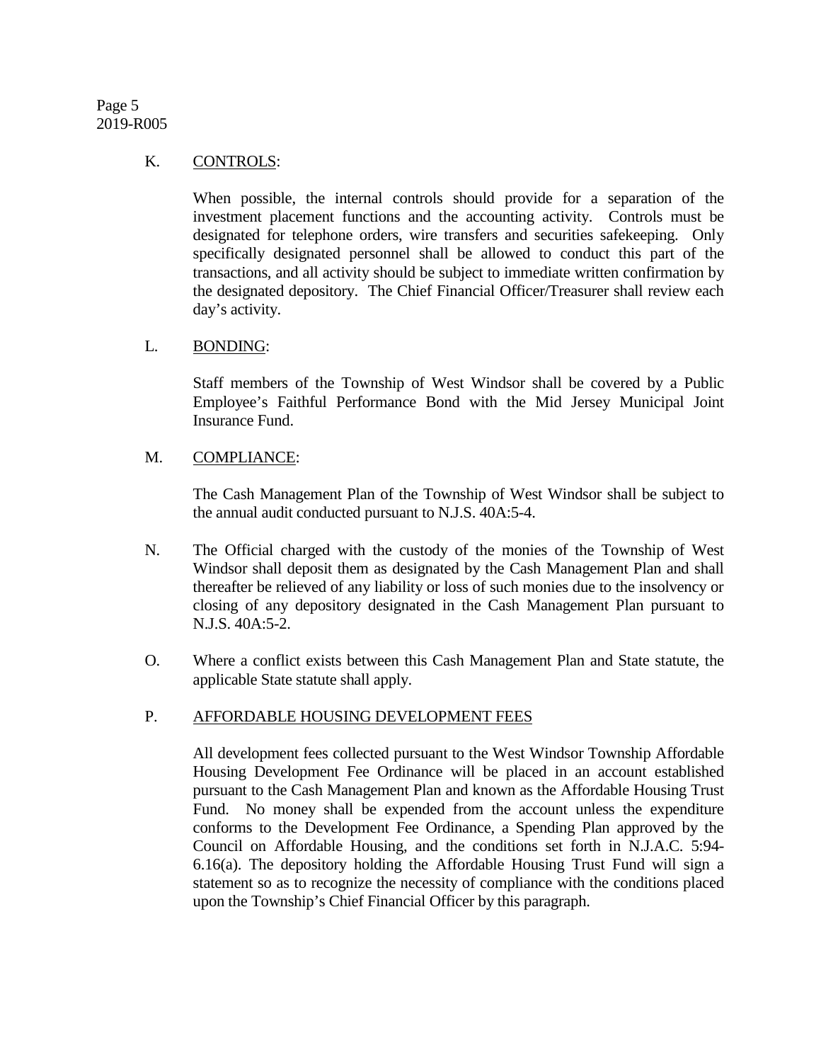K. <u>CONTROLS</u>:

When possible, the internal controls should provide for a separation of the investment placement functions and the accounting activity. Controls must be designated for telephone orders, wire transfers and securities safekeeping. Only specifically designated personnel shall be allowed to conduct this part of the transactions, and all activity should be subject to immediate written confirmation by the designated depository. The Chief Financial Officer/Treasurer shall review each day's activity.

L. <u>BONDING</u>:

Staff members of the Township of West Windsor shall be covered by a Public Employee's Faithful Performance Bond with the Mid Jersey Municipal Joint Insurance Fund.

M. <u>COMPLIANCE</u>:

The Cash Management Plan of the Township of West Windsor shall be subject to the annual audit conducted pursuant to N.J.S. 40A:5-4.

N. The Official charged with the custody of the monies of the Township of West Windsor shall deposit them as designated by the Cash Management Plan and shall thereafter be relieved of any liability or loss of such monies due to the insolvency or closing of any depository designated in the Cash Management Plan pursuant to N.J.S. 40A:5-2.

O. Where a conflict exists between this Cash Management Plan and State statute, the applicable State statute shall apply.

P. <u>AFFORDABLE HOUSING DEVELOPMENT FEES</u>

All development fees collected pursuant to the West Windsor Township Affordable Housing Development Fee Ordinance will be placed in an account established pursuant to the Cash Management Plan and known as the Affordable Housing Trust Fund. No money shall be expended from the account unless the expenditure conforms to the Development Fee Ordinance, a Spending Plan approved by the Council on Affordable Housing, and the conditions set forth in N.J.A.C. 5:94-6.16(a). The depository holding the Affordable Housing Trust Fund will sign a statement so as to recognize the necessity of compliance with the conditions placed upon the Township's Chief Financial Officer by this paragraph.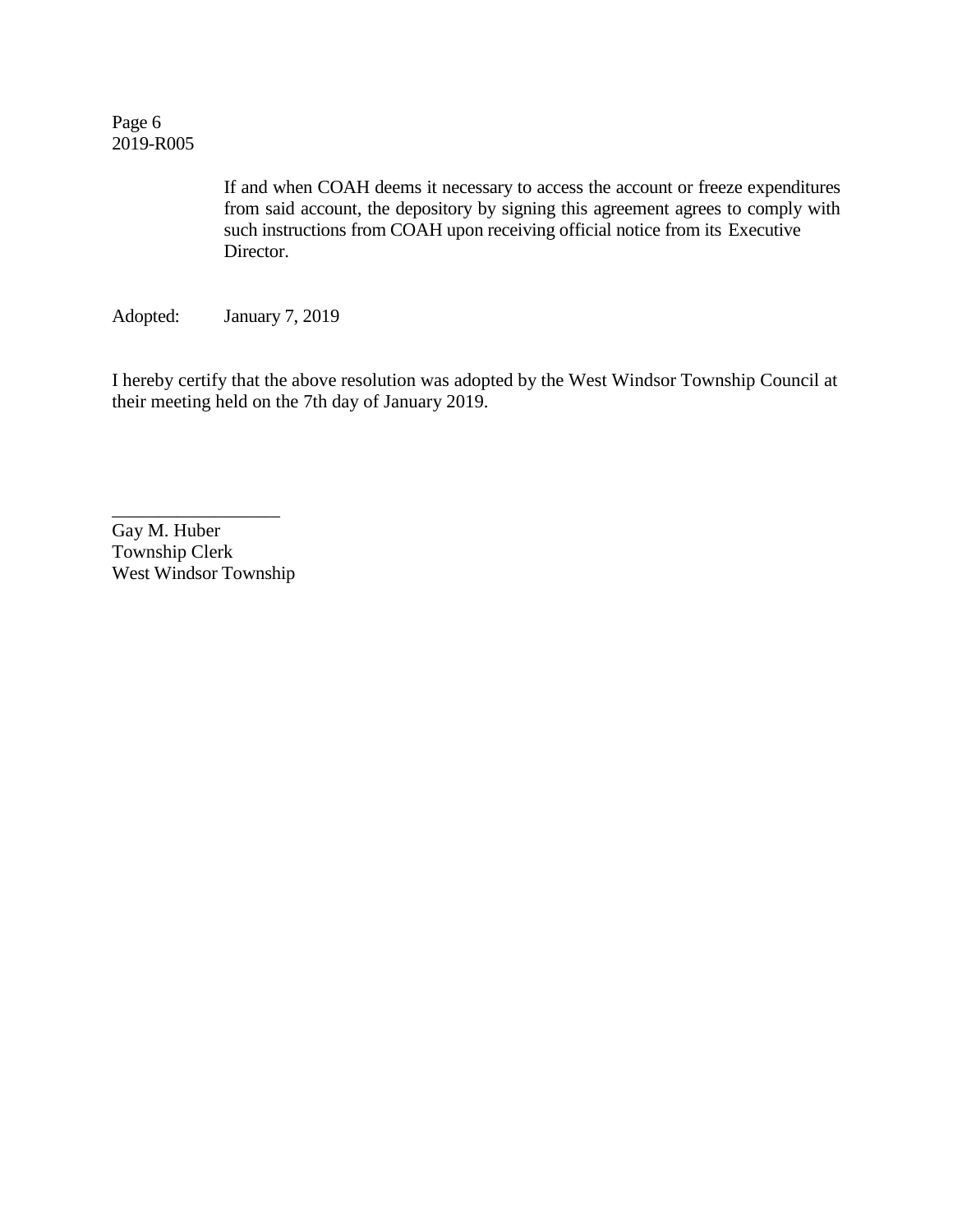If and when COAH deems it necessary to access the account or freeze expenditures from said account, the depository by signing this agreement agrees to comply with such instructions from COAH upon receiving official notice from its Executive Director.

Adopted: January 7, 2019

I hereby certify that the above resolution was adopted by the West Windsor Township Council at their meeting held on the 7th day of January 2019.

\_\_\_\_\_\_\_\_\_\_\_\_\_\_\_\_\_\_

Gay M. Huber
Township Clerk
West Windsor Township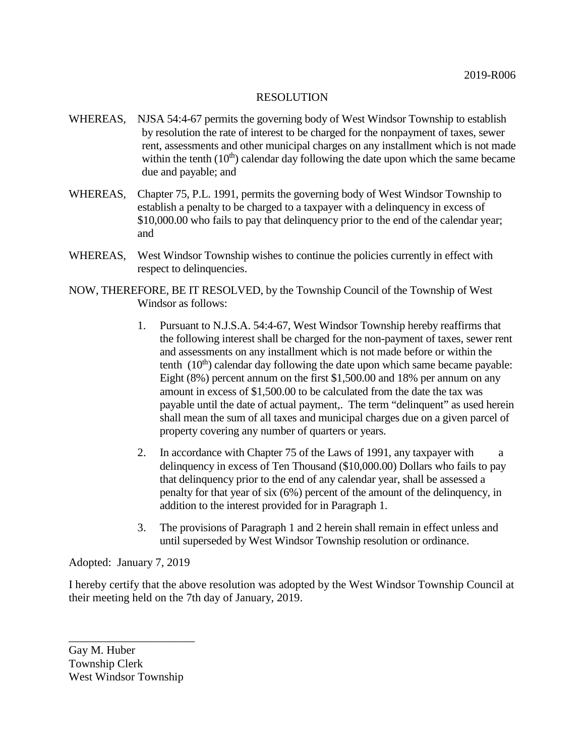2019-R006

RESOLUTION

WHEREAS, NJSA 54:4-67 permits the governing body of West Windsor Township to establish by resolution the rate of interest to be charged for the nonpayment of taxes, sewer rent, assessments and other municipal charges on any installment which is not made within the tenth ($10^{th}$) calendar day following the date upon which the same became due and payable; and

WHEREAS, Chapter 75, P.L. 1991, permits the governing body of West Windsor Township to establish a penalty to be charged to a taxpayer with a delinquency in excess of $10,000.00 who fails to pay that delinquency prior to the end of the calendar year; and

WHEREAS, West Windsor Township wishes to continue the policies currently in effect with respect to delinquencies.

NOW, THEREFORE, BE IT RESOLVED, by the Township Council of the Township of West Windsor as follows:

1. Pursuant to N.J.S.A. 54:4-67, West Windsor Township hereby reaffirms that the following interest shall be charged for the non-payment of taxes, sewer rent and assessments on any installment which is not made before or within the tenth ($10^{th}$) calendar day following the date upon which same became payable: Eight (8%) percent annum on the first $1,500.00 and 18% per annum on any amount in excess of $1,500.00 to be calculated from the date the tax was payable until the date of actual payment,. The term "delinquent" as used herein shall mean the sum of all taxes and municipal charges due on a given parcel of property covering any number of quarters or years.

2. In accordance with Chapter 75 of the Laws of 1991, any taxpayer with a delinquency in excess of Ten Thousand ($10,000.00) Dollars who fails to pay that delinquency prior to the end of any calendar year, shall be assessed a penalty for that year of six (6%) percent of the amount of the delinquency, in addition to the interest provided for in Paragraph 1.

3. The provisions of Paragraph 1 and 2 herein shall remain in effect unless and until superseded by West Windsor Township resolution or ordinance.

Adopted: January 7, 2019

I hereby certify that the above resolution was adopted by the West Windsor Township Council at their meeting held on the 7th day of January, 2019.

______________________

Gay M. Huber
Township Clerk
West Windsor Township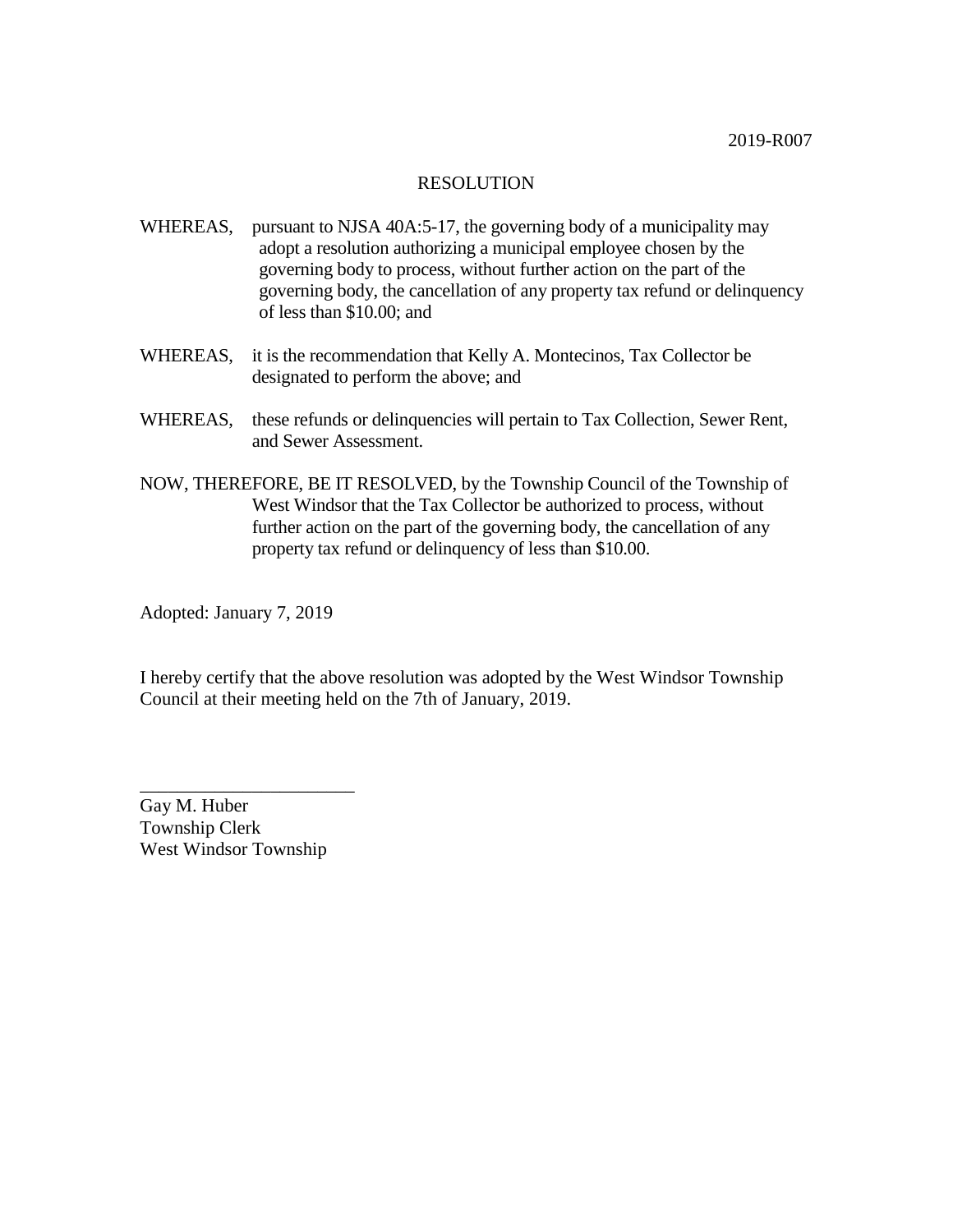2019-R007

RESOLUTION

WHEREAS, pursuant to NJSA 40A:5-17, the governing body of a municipality may adopt a resolution authorizing a municipal employee chosen by the governing body to process, without further action on the part of the governing body, the cancellation of any property tax refund or delinquency of less than $10.00; and

WHEREAS, it is the recommendation that Kelly A. Montecinos, Tax Collector be designated to perform the above; and

WHEREAS, these refunds or delinquencies will pertain to Tax Collection, Sewer Rent, and Sewer Assessment.

NOW, THEREFORE, BE IT RESOLVED, by the Township Council of the Township of West Windsor that the Tax Collector be authorized to process, without further action on the part of the governing body, the cancellation of any property tax refund or delinquency of less than $10.00.

Adopted: January 7, 2019

I hereby certify that the above resolution was adopted by the West Windsor Township Council at their meeting held on the 7th of January, 2019.

_______________________

Gay M. Huber
Township Clerk
West Windsor Township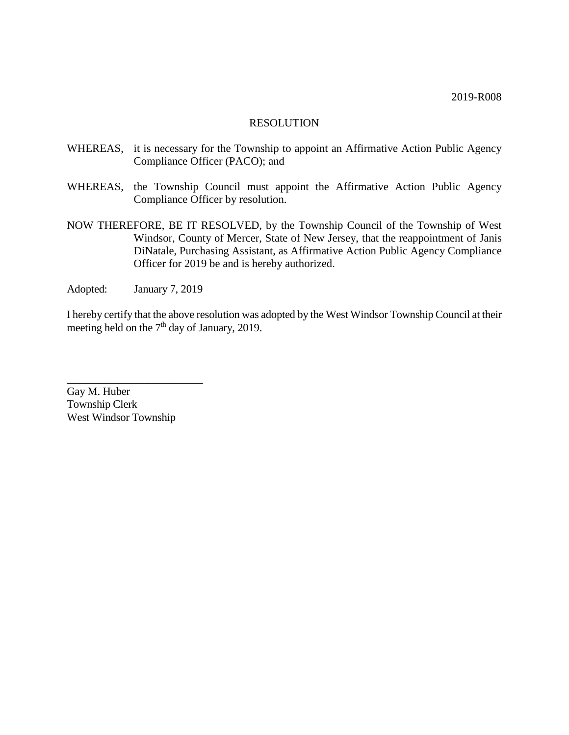2019-R008

# RESOLUTION

WHEREAS, it is necessary for the Township to appoint an Affirmative Action Public Agency Compliance Officer (PACO); and

WHEREAS, the Township Council must appoint the Affirmative Action Public Agency Compliance Officer by resolution.

NOW THEREFORE, BE IT RESOLVED, by the Township Council of the Township of West Windsor, County of Mercer, State of New Jersey, that the reappointment of Janis DiNatale, Purchasing Assistant, as Affirmative Action Public Agency Compliance Officer for 2019 be and is hereby authorized.

Adopted: January 7, 2019

I hereby certify that the above resolution was adopted by the West Windsor Township Council at their meeting held on the 7th day of January, 2019.

\_\_\_\_\_\_\_\_\_\_\_\_\_\_\_\_\_\_\_\_\_\_\_\_

Gay M. Huber
Township Clerk
West Windsor Township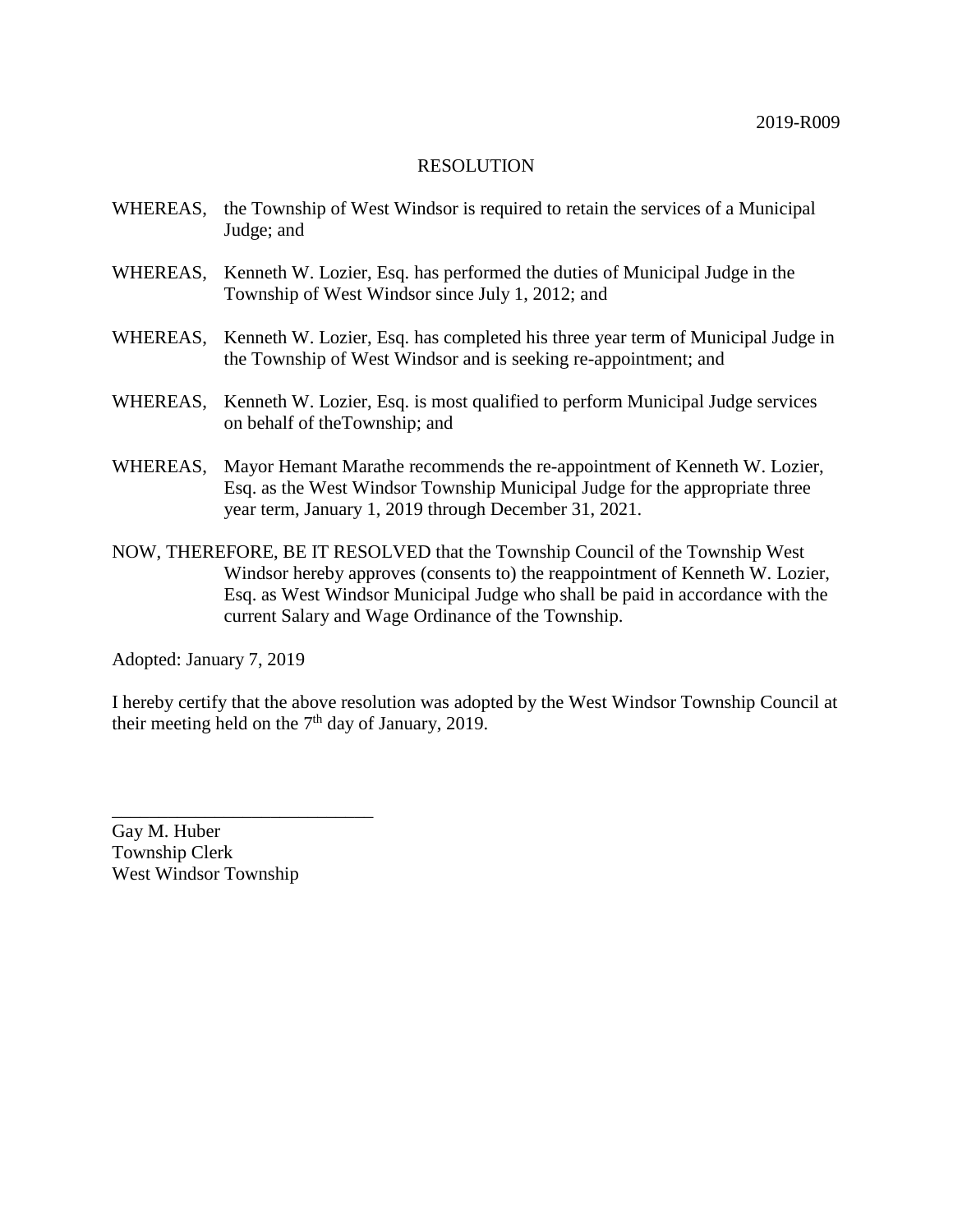2019-R009

RESOLUTION

WHEREAS, the Township of West Windsor is required to retain the services of a Municipal Judge; and

WHEREAS, Kenneth W. Lozier, Esq. has performed the duties of Municipal Judge in the Township of West Windsor since July 1, 2012; and

WHEREAS, Kenneth W. Lozier, Esq. has completed his three year term of Municipal Judge in the Township of West Windsor and is seeking re-appointment; and

WHEREAS, Kenneth W. Lozier, Esq. is most qualified to perform Municipal Judge services on behalf of theTownship; and

WHEREAS, Mayor Hemant Marathe recommends the re-appointment of Kenneth W. Lozier, Esq. as the West Windsor Township Municipal Judge for the appropriate three year term, January 1, 2019 through December 31, 2021.

NOW, THEREFORE, BE IT RESOLVED that the Township Council of the Township West Windsor hereby approves (consents to) the reappointment of Kenneth W. Lozier, Esq. as West Windsor Municipal Judge who shall be paid in accordance with the current Salary and Wage Ordinance of the Township.

Adopted: January 7, 2019

I hereby certify that the above resolution was adopted by the West Windsor Township Council at their meeting held on the 7th day of January, 2019.

\_\_\_\_\_\_\_\_\_\_\_\_\_\_\_\_\_\_\_\_\_\_\_\_\_\_\_\_

Gay M. Huber
Township Clerk
West Windsor Township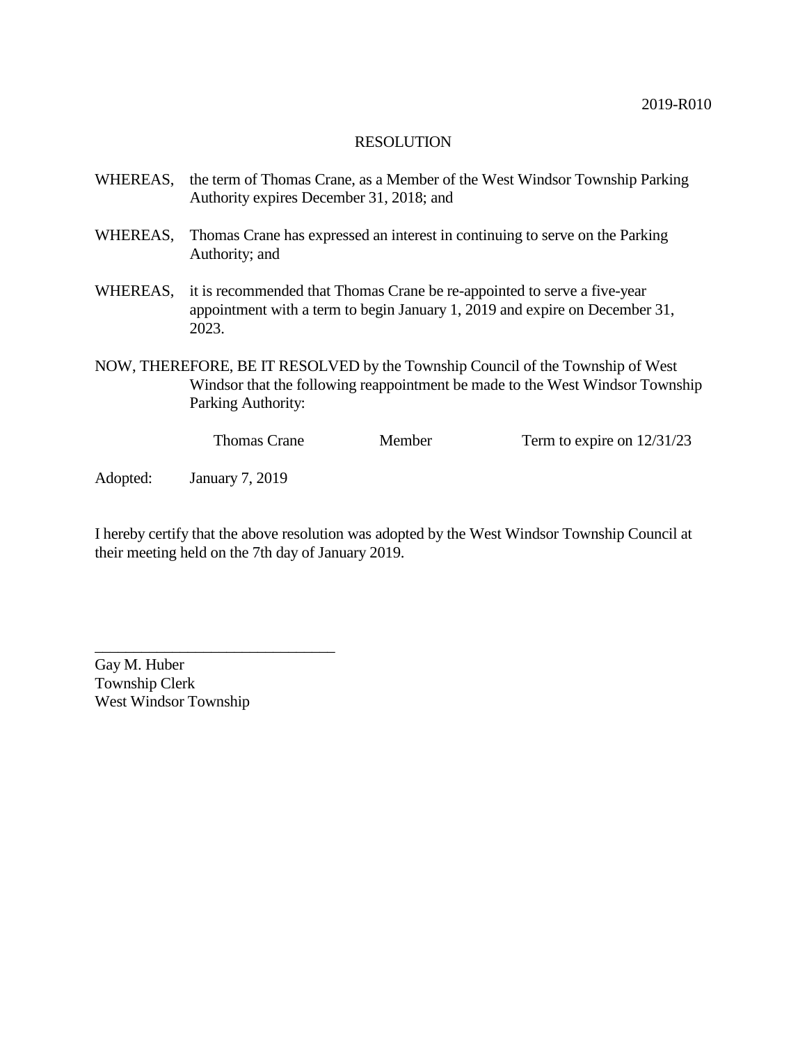2019-R010

RESOLUTION

WHEREAS, the term of Thomas Crane, as a Member of the West Windsor Township Parking Authority expires December 31, 2018; and

WHEREAS, Thomas Crane has expressed an interest in continuing to serve on the Parking Authority; and

WHEREAS, it is recommended that Thomas Crane be re-appointed to serve a five-year appointment with a term to begin January 1, 2019 and expire on December 31, 2023.

NOW, THEREFORE, BE IT RESOLVED by the Township Council of the Township of West Windsor that the following reappointment be made to the West Windsor Township Parking Authority:

| | | |
|---|---|---|
| Thomas Crane | Member | Term to expire on 12/31/23 |

Adopted: January 7, 2019

I hereby certify that the above resolution was adopted by the West Windsor Township Council at their meeting held on the 7th day of January 2019.

_______________________________

Gay M. Huber
Township Clerk
West Windsor Township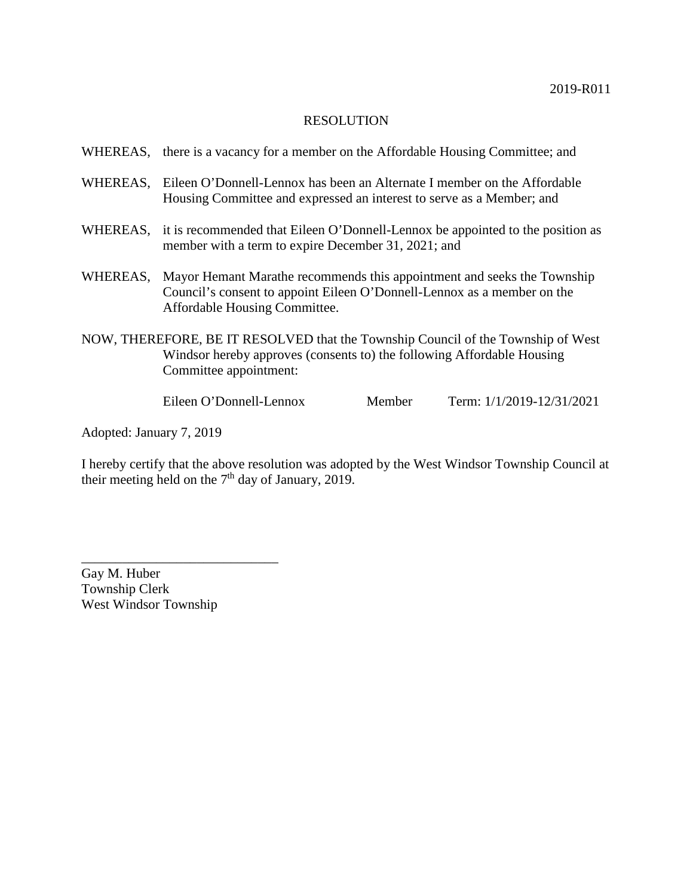2019-R011

# RESOLUTION

WHEREAS, there is a vacancy for a member on the Affordable Housing Committee; and

WHEREAS, Eileen O'Donnell-Lennox has been an Alternate I member on the Affordable Housing Committee and expressed an interest to serve as a Member; and

WHEREAS, it is recommended that Eileen O'Donnell-Lennox be appointed to the position as member with a term to expire December 31, 2021; and

WHEREAS, Mayor Hemant Marathe recommends this appointment and seeks the Township Council's consent to appoint Eileen O'Donnell-Lennox as a member on the Affordable Housing Committee.

NOW, THEREFORE, BE IT RESOLVED that the Township Council of the Township of West Windsor hereby approves (consents to) the following Affordable Housing Committee appointment:

| | | |
|---|---|---|
| Eileen O'Donnell-Lennox | Member | Term: 1/1/2019-12/31/2021 |

Adopted: January 7, 2019

I hereby certify that the above resolution was adopted by the West Windsor Township Council at their meeting held on the 7th day of January, 2019.

\_\_\_\_\_\_\_\_\_\_\_\_\_\_\_\_\_\_\_\_\_\_\_\_\_\_\_\_\_\_

Gay M. Huber
Township Clerk
West Windsor Township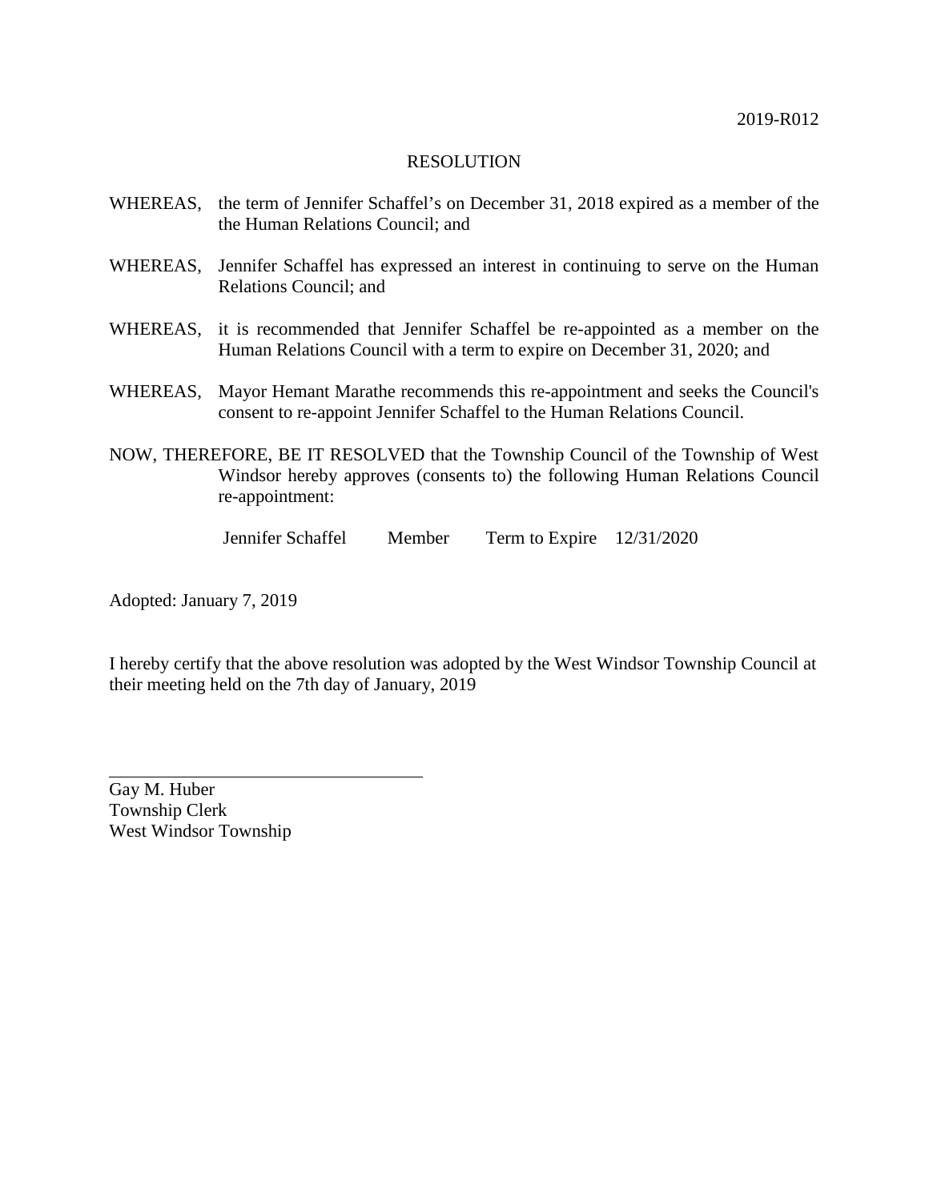2019-R012

RESOLUTION

WHEREAS, the term of Jennifer Schaffel's on December 31, 2018 expired as a member of the the Human Relations Council; and

WHEREAS, Jennifer Schaffel has expressed an interest in continuing to serve on the Human Relations Council; and

WHEREAS, it is recommended that Jennifer Schaffel be re-appointed as a member on the Human Relations Council with a term to expire on December 31, 2020; and

WHEREAS, Mayor Hemant Marathe recommends this re-appointment and seeks the Council's consent to re-appoint Jennifer Schaffel to the Human Relations Council.

NOW, THEREFORE, BE IT RESOLVED that the Township Council of the Township of West Windsor hereby approves (consents to) the following Human Relations Council re-appointment:

Jennifer Schaffel Member Term to Expire 12/31/2020

Adopted: January 7, 2019

I hereby certify that the above resolution was adopted by the West Windsor Township Council at their meeting held on the 7th day of January, 2019

Gay M. Huber
Township Clerk
West Windsor Township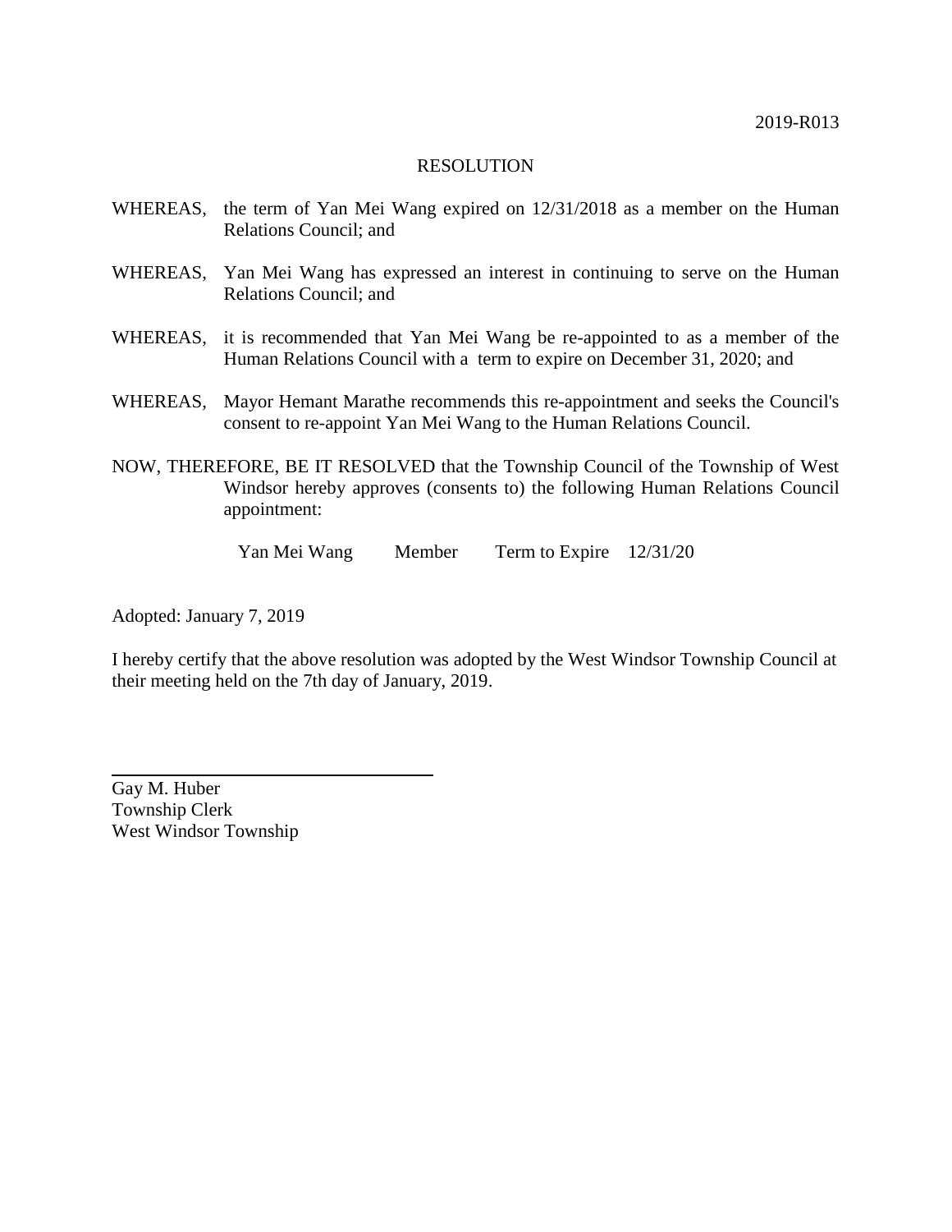2019-R013

# RESOLUTION

WHEREAS, the term of Yan Mei Wang expired on 12/31/2018 as a member on the Human Relations Council; and

WHEREAS, Yan Mei Wang has expressed an interest in continuing to serve on the Human Relations Council; and

WHEREAS, it is recommended that Yan Mei Wang be re-appointed to as a member of the Human Relations Council with a term to expire on December 31, 2020; and

WHEREAS, Mayor Hemant Marathe recommends this re-appointment and seeks the Council's consent to re-appoint Yan Mei Wang to the Human Relations Council.

NOW, THEREFORE, BE IT RESOLVED that the Township Council of the Township of West Windsor hereby approves (consents to) the following Human Relations Council appointment:

Yan Mei Wang Member Term to Expire 12/31/20

Adopted: January 7, 2019

I hereby certify that the above resolution was adopted by the West Windsor Township Council at their meeting held on the 7th day of January, 2019.

Gay M. Huber
Township Clerk
West Windsor Township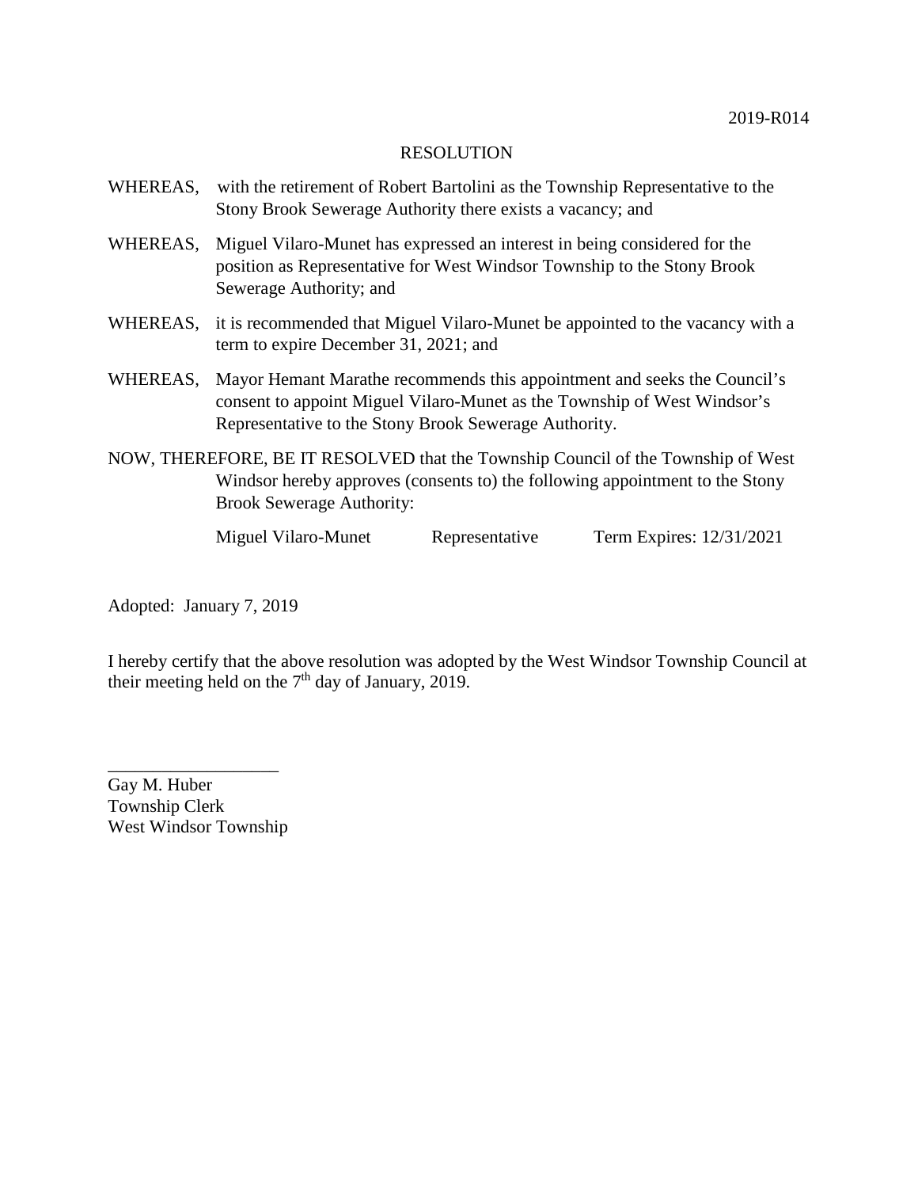2019-R014

# RESOLUTION

WHEREAS, with the retirement of Robert Bartolini as the Township Representative to the Stony Brook Sewerage Authority there exists a vacancy; and

WHEREAS, Miguel Vilaro-Munet has expressed an interest in being considered for the position as Representative for West Windsor Township to the Stony Brook Sewerage Authority; and

WHEREAS, it is recommended that Miguel Vilaro-Munet be appointed to the vacancy with a term to expire December 31, 2021; and

WHEREAS, Mayor Hemant Marathe recommends this appointment and seeks the Council's consent to appoint Miguel Vilaro-Munet as the Township of West Windsor's Representative to the Stony Brook Sewerage Authority.

NOW, THEREFORE, BE IT RESOLVED that the Township Council of the Township of West Windsor hereby approves (consents to) the following appointment to the Stony Brook Sewerage Authority:

| | | |
|---|---|---|
| Miguel Vilaro-Munet | Representative | Term Expires: 12/31/2021 |

Adopted: January 7, 2019

I hereby certify that the above resolution was adopted by the West Windsor Township Council at their meeting held on the 7th day of January, 2019.

___________________
Gay M. Huber
Township Clerk
West Windsor Township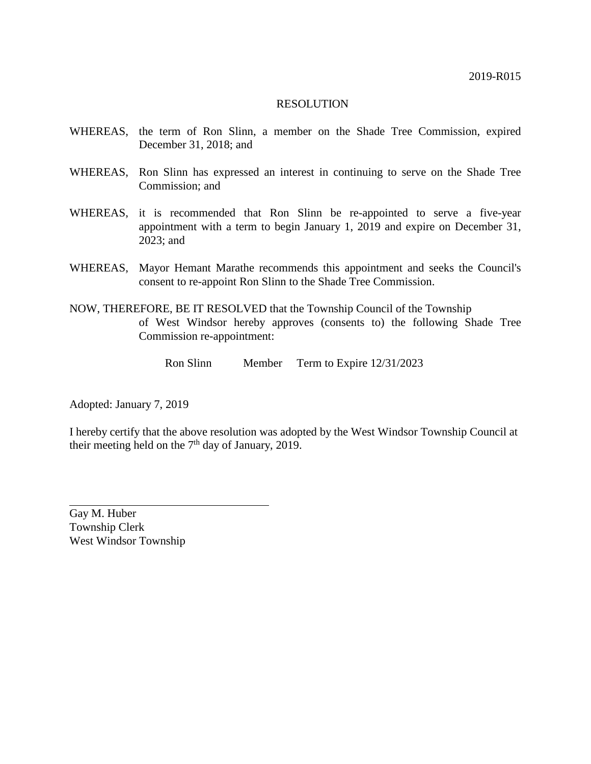2019-R015

RESOLUTION

WHEREAS, the term of Ron Slinn, a member on the Shade Tree Commission, expired December 31, 2018; and

WHEREAS, Ron Slinn has expressed an interest in continuing to serve on the Shade Tree Commission; and

WHEREAS, it is recommended that Ron Slinn be re-appointed to serve a five-year appointment with a term to begin January 1, 2019 and expire on December 31, 2023; and

WHEREAS, Mayor Hemant Marathe recommends this appointment and seeks the Council's consent to re-appoint Ron Slinn to the Shade Tree Commission.

NOW, THEREFORE, BE IT RESOLVED that the Township Council of the Township of West Windsor hereby approves (consents to) the following Shade Tree Commission re-appointment:

Ron Slinn Member Term to Expire 12/31/2023

Adopted: January 7, 2019

I hereby certify that the above resolution was adopted by the West Windsor Township Council at their meeting held on the 7th day of January, 2019.

Gay M. Huber
Township Clerk
West Windsor Township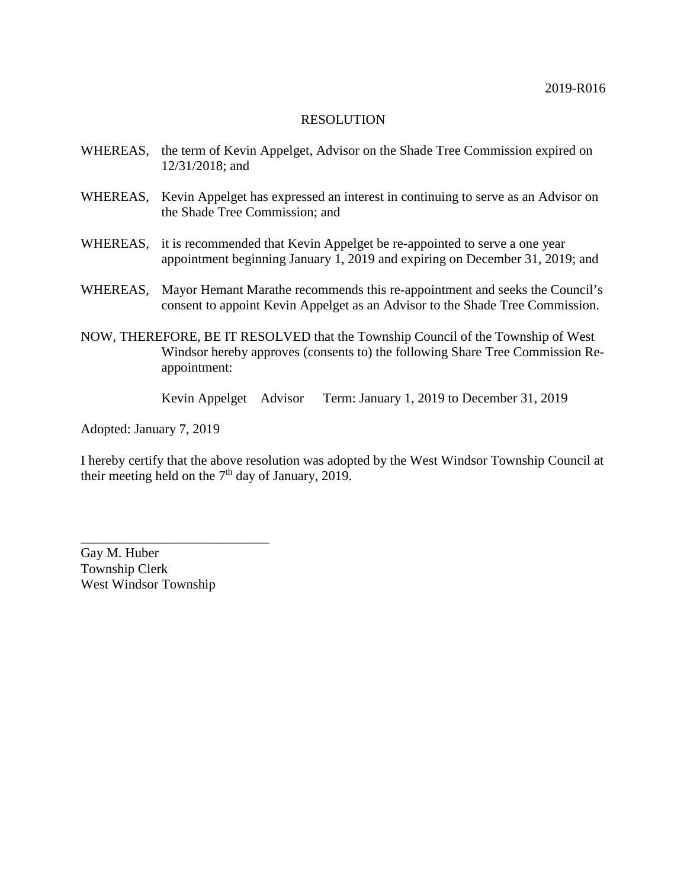2019-R016

RESOLUTION

WHEREAS, the term of Kevin Appelget, Advisor on the Shade Tree Commission expired on 12/31/2018; and

WHEREAS, Kevin Appelget has expressed an interest in continuing to serve as an Advisor on the Shade Tree Commission; and

WHEREAS, it is recommended that Kevin Appelget be re-appointed to serve a one year appointment beginning January 1, 2019 and expiring on December 31, 2019; and

WHEREAS, Mayor Hemant Marathe recommends this re-appointment and seeks the Council's consent to appoint Kevin Appelget as an Advisor to the Shade Tree Commission.

NOW, THEREFORE, BE IT RESOLVED that the Township Council of the Township of West Windsor hereby approves (consents to) the following Share Tree Commission Re-appointment:

Kevin Appelget Advisor Term: January 1, 2019 to December 31, 2019

Adopted: January 7, 2019

I hereby certify that the above resolution was adopted by the West Windsor Township Council at their meeting held on the 7th day of January, 2019.

\_\_\_\_\_\_\_\_\_\_\_\_\_\_\_\_\_\_\_\_\_\_\_\_\_\_\_\_\_\_

Gay M. Huber
Township Clerk
West Windsor Township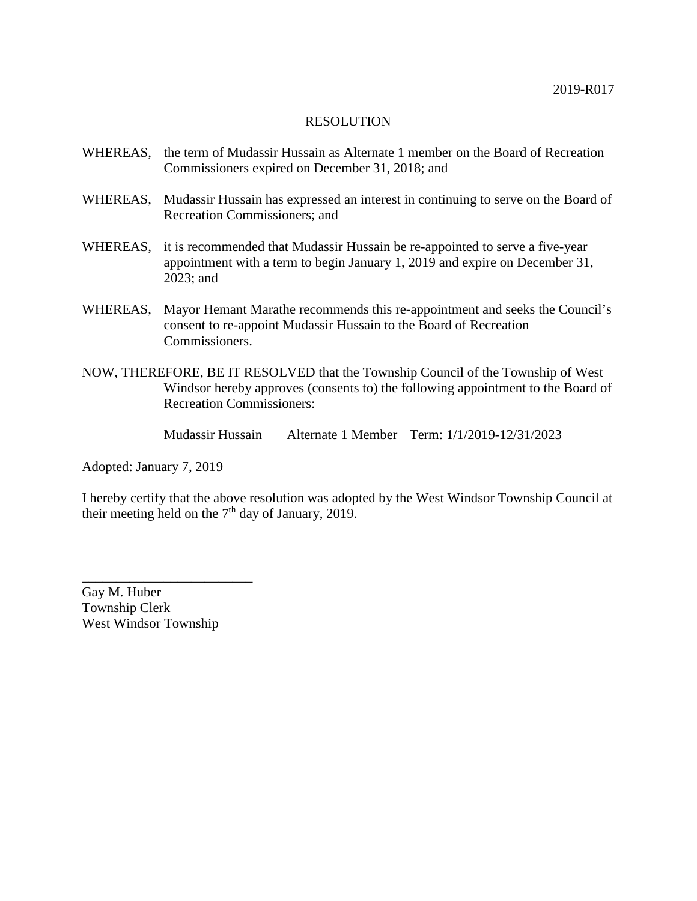2019-R017

RESOLUTION

WHEREAS, the term of Mudassir Hussain as Alternate 1 member on the Board of Recreation Commissioners expired on December 31, 2018; and

WHEREAS, Mudassir Hussain has expressed an interest in continuing to serve on the Board of Recreation Commissioners; and

WHEREAS, it is recommended that Mudassir Hussain be re-appointed to serve a five-year appointment with a term to begin January 1, 2019 and expire on December 31, 2023; and

WHEREAS, Mayor Hemant Marathe recommends this re-appointment and seeks the Council's consent to re-appoint Mudassir Hussain to the Board of Recreation Commissioners.

NOW, THEREFORE, BE IT RESOLVED that the Township Council of the Township of West Windsor hereby approves (consents to) the following appointment to the Board of Recreation Commissioners:

Mudassir Hussain Alternate 1 Member Term: 1/1/2019-12/31/2023

Adopted: January 7, 2019

I hereby certify that the above resolution was adopted by the West Windsor Township Council at their meeting held on the 7th day of January, 2019.

\_\_\_\_\_\_\_\_\_\_\_\_\_\_\_\_\_\_\_\_\_\_\_\_\_

Gay M. Huber
Township Clerk
West Windsor Township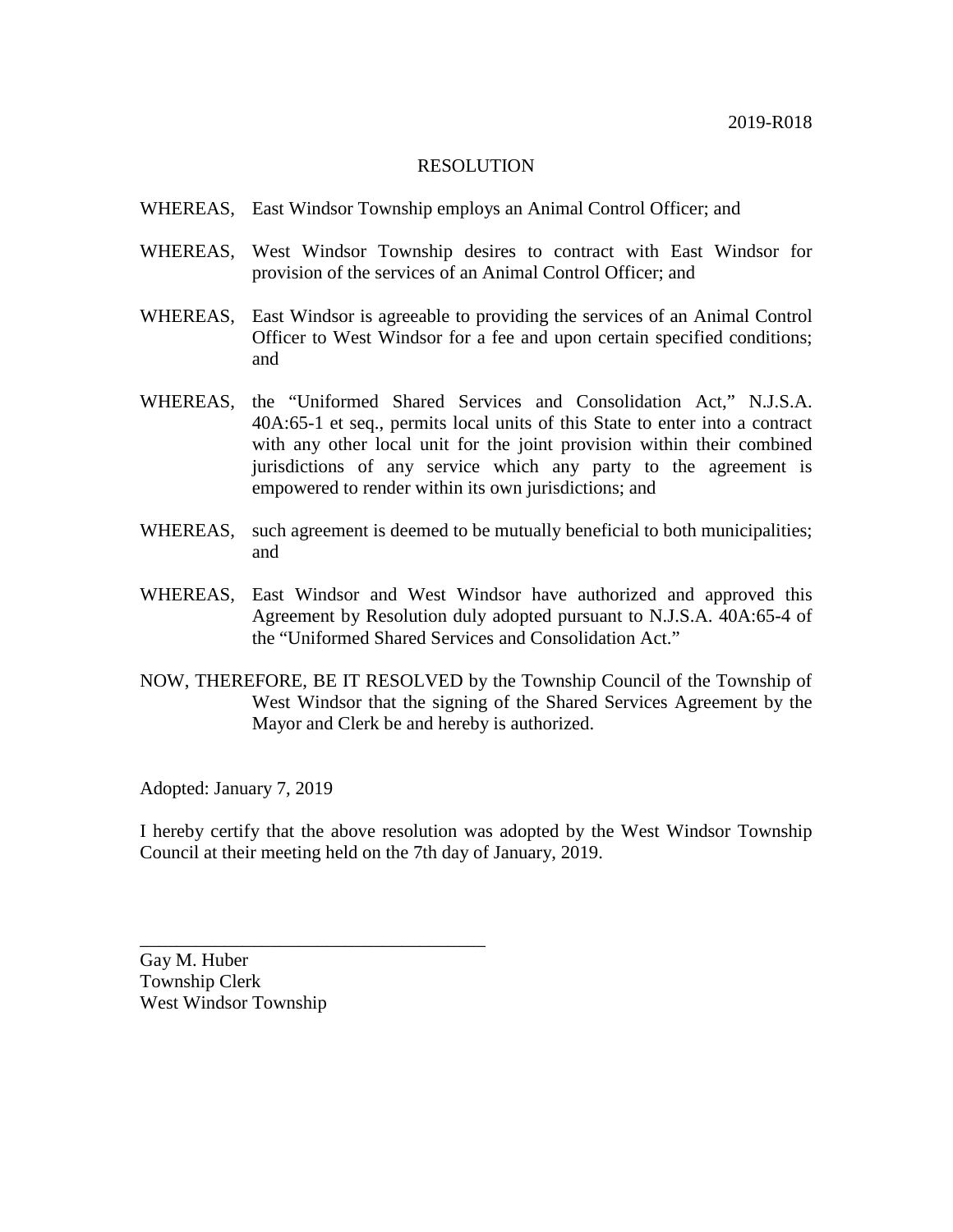2019-R018

RESOLUTION

WHEREAS, East Windsor Township employs an Animal Control Officer; and

WHEREAS, West Windsor Township desires to contract with East Windsor for provision of the services of an Animal Control Officer; and

WHEREAS, East Windsor is agreeable to providing the services of an Animal Control Officer to West Windsor for a fee and upon certain specified conditions; and

WHEREAS, the "Uniformed Shared Services and Consolidation Act," N.J.S.A. 40A:65-1 et seq., permits local units of this State to enter into a contract with any other local unit for the joint provision within their combined jurisdictions of any service which any party to the agreement is empowered to render within its own jurisdictions; and

WHEREAS, such agreement is deemed to be mutually beneficial to both municipalities; and

WHEREAS, East Windsor and West Windsor have authorized and approved this Agreement by Resolution duly adopted pursuant to N.J.S.A. 40A:65-4 of the "Uniformed Shared Services and Consolidation Act."

NOW, THEREFORE, BE IT RESOLVED by the Township Council of the Township of West Windsor that the signing of the Shared Services Agreement by the Mayor and Clerk be and hereby is authorized.

Adopted: January 7, 2019

I hereby certify that the above resolution was adopted by the West Windsor Township Council at their meeting held on the 7th day of January, 2019.

\_\_\_\_\_\_\_\_\_\_\_\_\_\_\_\_\_\_\_\_\_\_\_\_\_\_\_\_\_\_\_\_\_\_\_\_\_

Gay M. Huber
Township Clerk
West Windsor Township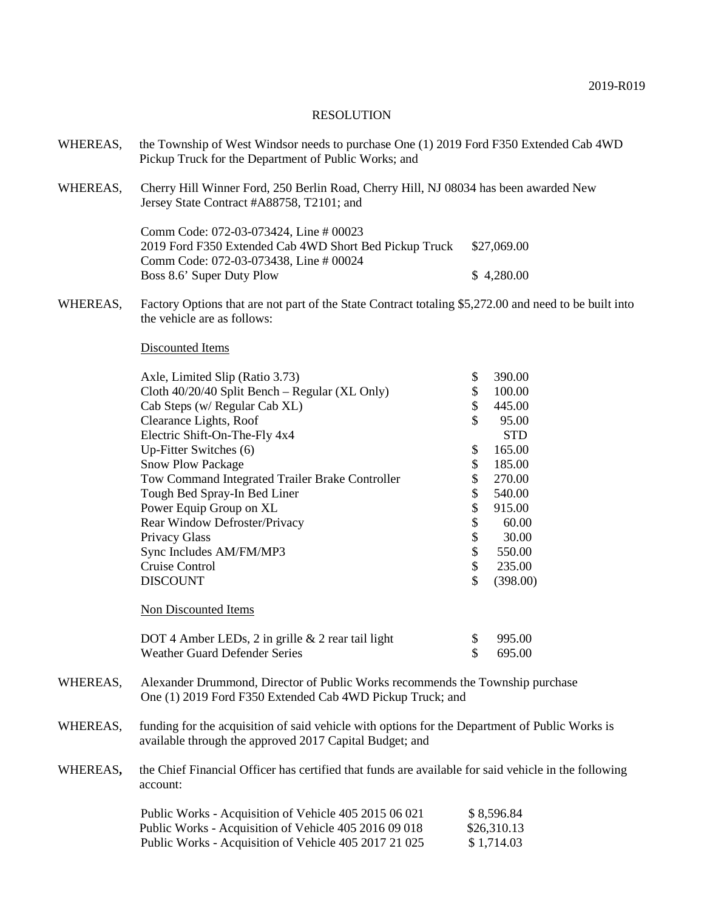2019-R019

RESOLUTION

WHEREAS, the Township of West Windsor needs to purchase One (1) 2019 Ford F350 Extended Cab 4WD Pickup Truck for the Department of Public Works; and

WHEREAS, Cherry Hill Winner Ford, 250 Berlin Road, Cherry Hill, NJ 08034 has been awarded New Jersey State Contract #A88758, T2101; and

| | |
|---|---|
| Comm Code: 072-03-073424, Line # 00023 | |
| 2019 Ford F350 Extended Cab 4WD Short Bed Pickup Truck | $27,069.00 |
| Comm Code: 072-03-073438, Line # 00024 | |
| Boss 8.6' Super Duty Plow | $ 4,280.00 |

WHEREAS, Factory Options that are not part of the State Contract totaling $5,272.00 and need to be built into the vehicle are as follows:

Discounted Items

| | |
|---|---|
| Axle, Limited Slip (Ratio 3.73) | $ 390.00 |
| Cloth 40/20/40 Split Bench – Regular (XL Only) | $ 100.00 |
| Cab Steps (w/ Regular Cab XL) | $ 445.00 |
| Clearance Lights, Roof | $ 95.00 |
| Electric Shift-On-The-Fly 4x4 | STD |
| Up-Fitter Switches (6) | $ 165.00 |
| Snow Plow Package | $ 185.00 |
| Tow Command Integrated Trailer Brake Controller | $ 270.00 |
| Tough Bed Spray-In Bed Liner | $ 540.00 |
| Power Equip Group on XL | $ 915.00 |
| Rear Window Defroster/Privacy | $ 60.00 |
| Privacy Glass | $ 30.00 |
| Sync Includes AM/FM/MP3 | $ 550.00 |
| Cruise Control | $ 235.00 |
| DISCOUNT | $ (398.00) |

Non Discounted Items

| | |
|---|---|
| DOT 4 Amber LEDs, 2 in grille & 2 rear tail light | $ 995.00 |
| Weather Guard Defender Series | $ 695.00 |

WHEREAS, Alexander Drummond, Director of Public Works recommends the Township purchase One (1) 2019 Ford F350 Extended Cab 4WD Pickup Truck; and

WHEREAS, funding for the acquisition of said vehicle with options for the Department of Public Works is available through the approved 2017 Capital Budget; and

WHEREAS**,** the Chief Financial Officer has certified that funds are available for said vehicle in the following account:

| | |
|---|---|
| Public Works - Acquisition of Vehicle 405 2015 06 021 | $ 8,596.84 |
| Public Works - Acquisition of Vehicle 405 2016 09 018 | $26,310.13 |
| Public Works - Acquisition of Vehicle 405 2017 21 025 | $ 1,714.03 |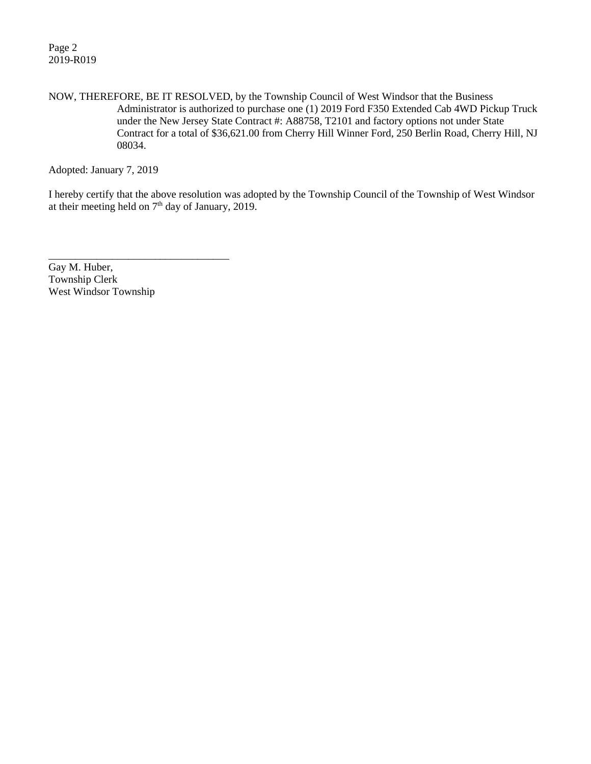NOW, THEREFORE, BE IT RESOLVED, by the Township Council of West Windsor that the Business Administrator is authorized to purchase one (1) 2019 Ford F350 Extended Cab 4WD Pickup Truck under the New Jersey State Contract #: A88758, T2101 and factory options not under State Contract for a total of $36,621.00 from Cherry Hill Winner Ford, 250 Berlin Road, Cherry Hill, NJ 08034.

Adopted: January 7, 2019

I hereby certify that the above resolution was adopted by the Township Council of the Township of West Windsor at their meeting held on 7th day of January, 2019.

\_\_\_\_\_\_\_\_\_\_\_\_\_\_\_\_\_\_\_\_\_\_\_\_\_\_\_\_\_\_\_\_\_\_

Gay M. Huber,
Township Clerk
West Windsor Township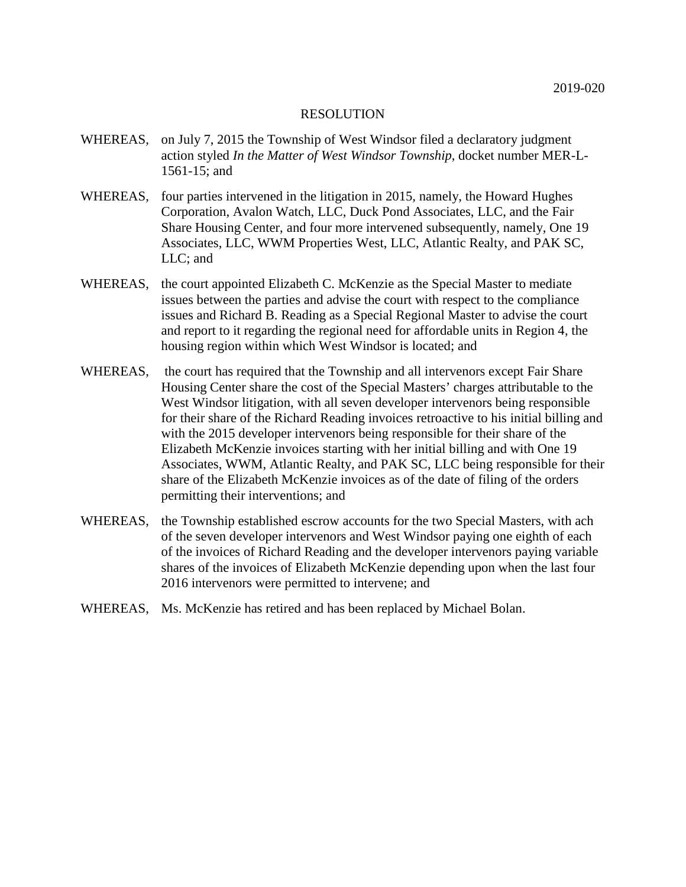2019-020

RESOLUTION

WHEREAS, on July 7, 2015 the Township of West Windsor filed a declaratory judgment action styled *In the Matter of West Windsor Township*, docket number MER-L-1561-15; and

WHEREAS, four parties intervened in the litigation in 2015, namely, the Howard Hughes Corporation, Avalon Watch, LLC, Duck Pond Associates, LLC, and the Fair Share Housing Center, and four more intervened subsequently, namely, One 19 Associates, LLC, WWM Properties West, LLC, Atlantic Realty, and PAK SC, LLC; and

WHEREAS, the court appointed Elizabeth C. McKenzie as the Special Master to mediate issues between the parties and advise the court with respect to the compliance issues and Richard B. Reading as a Special Regional Master to advise the court and report to it regarding the regional need for affordable units in Region 4, the housing region within which West Windsor is located; and

WHEREAS, the court has required that the Township and all intervenors except Fair Share Housing Center share the cost of the Special Masters' charges attributable to the West Windsor litigation, with all seven developer intervenors being responsible for their share of the Richard Reading invoices retroactive to his initial billing and with the 2015 developer intervenors being responsible for their share of the Elizabeth McKenzie invoices starting with her initial billing and with One 19 Associates, WWM, Atlantic Realty, and PAK SC, LLC being responsible for their share of the Elizabeth McKenzie invoices as of the date of filing of the orders permitting their interventions; and

WHEREAS, the Township established escrow accounts for the two Special Masters, with ach of the seven developer intervenors and West Windsor paying one eighth of each of the invoices of Richard Reading and the developer intervenors paying variable shares of the invoices of Elizabeth McKenzie depending upon when the last four 2016 intervenors were permitted to intervene; and

WHEREAS, Ms. McKenzie has retired and has been replaced by Michael Bolan.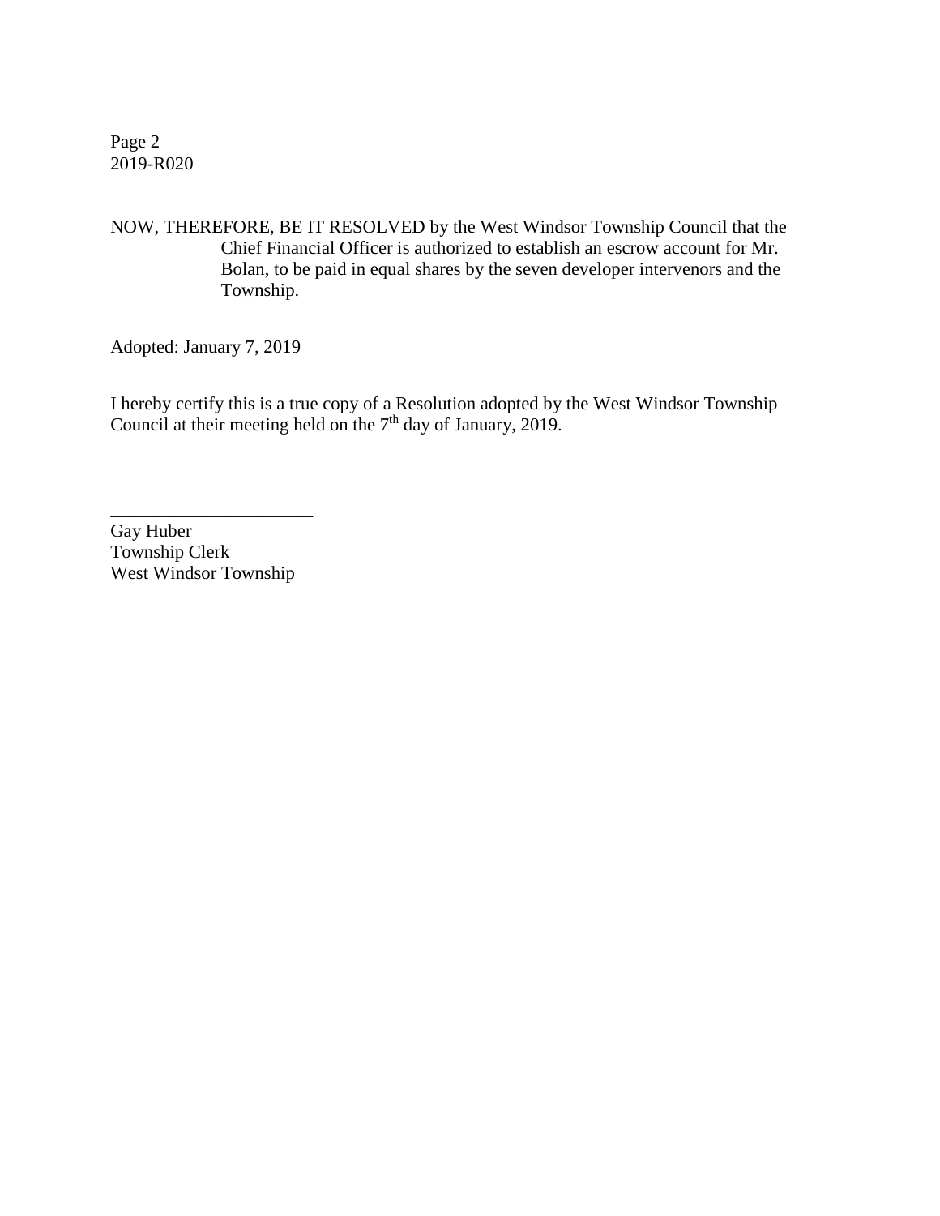Page 2
2019-R020

NOW, THEREFORE, BE IT RESOLVED by the West Windsor Township Council that the Chief Financial Officer is authorized to establish an escrow account for Mr. Bolan, to be paid in equal shares by the seven developer intervenors and the Township.

Adopted: January 7, 2019

I hereby certify this is a true copy of a Resolution adopted by the West Windsor Township Council at their meeting held on the 7th day of January, 2019.

______________________
Gay Huber
Township Clerk
West Windsor Township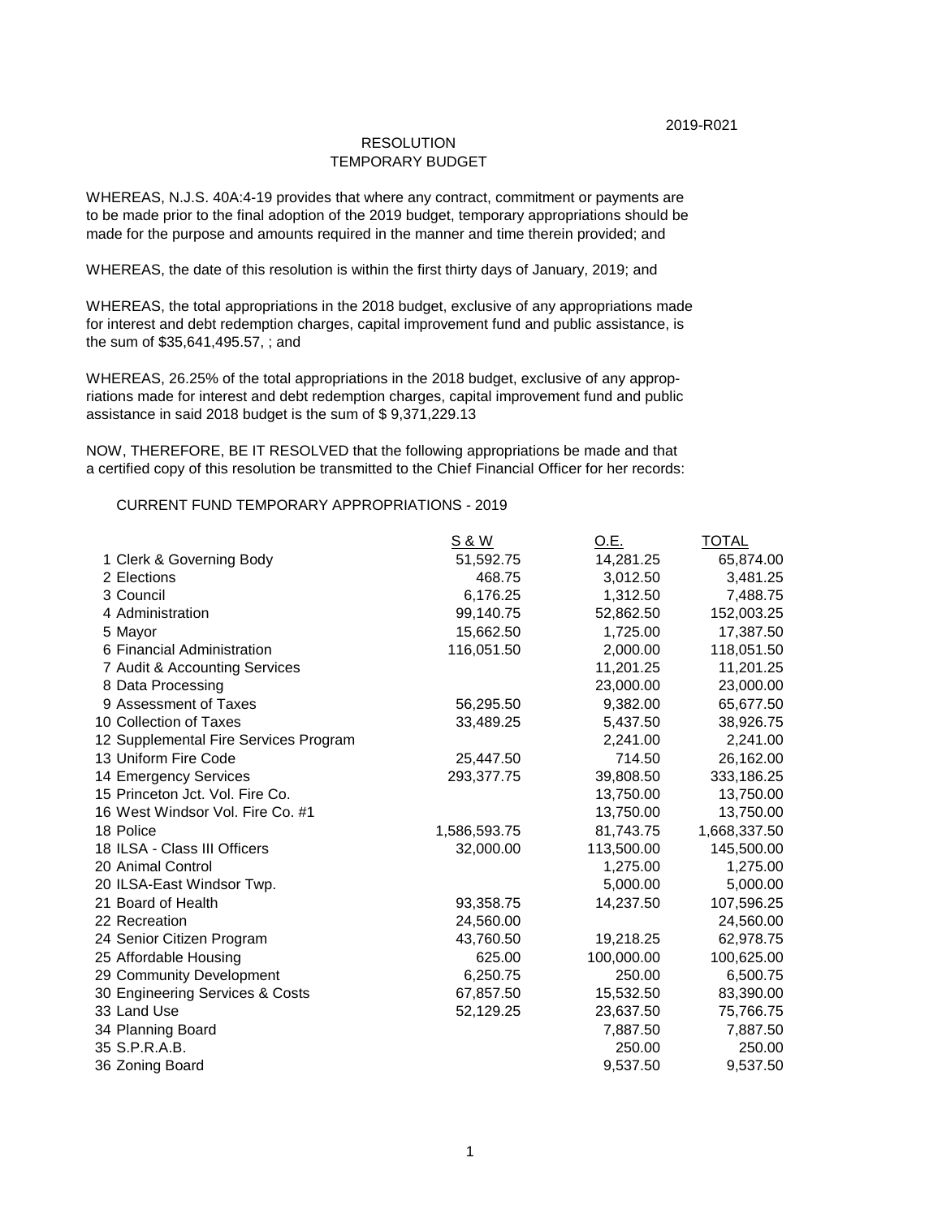2019-R021

RESOLUTION
TEMPORARY BUDGET

WHEREAS, N.J.S. 40A:4-19 provides that where any contract, commitment or payments are to be made prior to the final adoption of the 2019 budget, temporary appropriations should be made for the purpose and amounts required in the manner and time therein provided; and

WHEREAS, the date of this resolution is within the first thirty days of January, 2019; and

WHEREAS, the total appropriations in the 2018 budget, exclusive of any appropriations made for interest and debt redemption charges, capital improvement fund and public assistance, is the sum of $35,641,495.57, ; and

WHEREAS, 26.25% of the total appropriations in the 2018 budget, exclusive of any appropriations made for interest and debt redemption charges, capital improvement fund and public assistance in said 2018 budget is the sum of $ 9,371,229.13

NOW, THEREFORE, BE IT RESOLVED that the following appropriations be made and that a certified copy of this resolution be transmitted to the Chief Financial Officer for her records:

CURRENT FUND TEMPORARY APPROPRIATIONS - 2019

| | S & W | O.E. | TOTAL |
|---|---|---|---|
| 1 Clerk & Governing Body | 51,592.75 | 14,281.25 | 65,874.00 |
| 2 Elections | 468.75 | 3,012.50 | 3,481.25 |
| 3 Council | 6,176.25 | 1,312.50 | 7,488.75 |
| 4 Administration | 99,140.75 | 52,862.50 | 152,003.25 |
| 5 Mayor | 15,662.50 | 1,725.00 | 17,387.50 |
| 6 Financial Administration | 116,051.50 | 2,000.00 | 118,051.50 |
| 7 Audit & Accounting Services | | 11,201.25 | 11,201.25 |
| 8 Data Processing | | 23,000.00 | 23,000.00 |
| 9 Assessment of Taxes | 56,295.50 | 9,382.00 | 65,677.50 |
| 10 Collection of Taxes | 33,489.25 | 5,437.50 | 38,926.75 |
| 12 Supplemental Fire Services Program | | 2,241.00 | 2,241.00 |
| 13 Uniform Fire Code | 25,447.50 | 714.50 | 26,162.00 |
| 14 Emergency Services | 293,377.75 | 39,808.50 | 333,186.25 |
| 15 Princeton Jct. Vol. Fire Co. | | 13,750.00 | 13,750.00 |
| 16 West Windsor Vol. Fire Co. #1 | | 13,750.00 | 13,750.00 |
| 18 Police | 1,586,593.75 | 81,743.75 | 1,668,337.50 |
| 18 ILSA - Class III Officers | 32,000.00 | 113,500.00 | 145,500.00 |
| 20 Animal Control | | 1,275.00 | 1,275.00 |
| 20 ILSA-East Windsor Twp. | | 5,000.00 | 5,000.00 |
| 21 Board of Health | 93,358.75 | 14,237.50 | 107,596.25 |
| 22 Recreation | 24,560.00 | | 24,560.00 |
| 24 Senior Citizen Program | 43,760.50 | 19,218.25 | 62,978.75 |
| 25 Affordable Housing | 625.00 | 100,000.00 | 100,625.00 |
| 29 Community Development | 6,250.75 | 250.00 | 6,500.75 |
| 30 Engineering Services & Costs | 67,857.50 | 15,532.50 | 83,390.00 |
| 33 Land Use | 52,129.25 | 23,637.50 | 75,766.75 |
| 34 Planning Board | | 7,887.50 | 7,887.50 |
| 35 S.P.R.A.B. | | 250.00 | 250.00 |
| 36 Zoning Board | | 9,537.50 | 9,537.50 |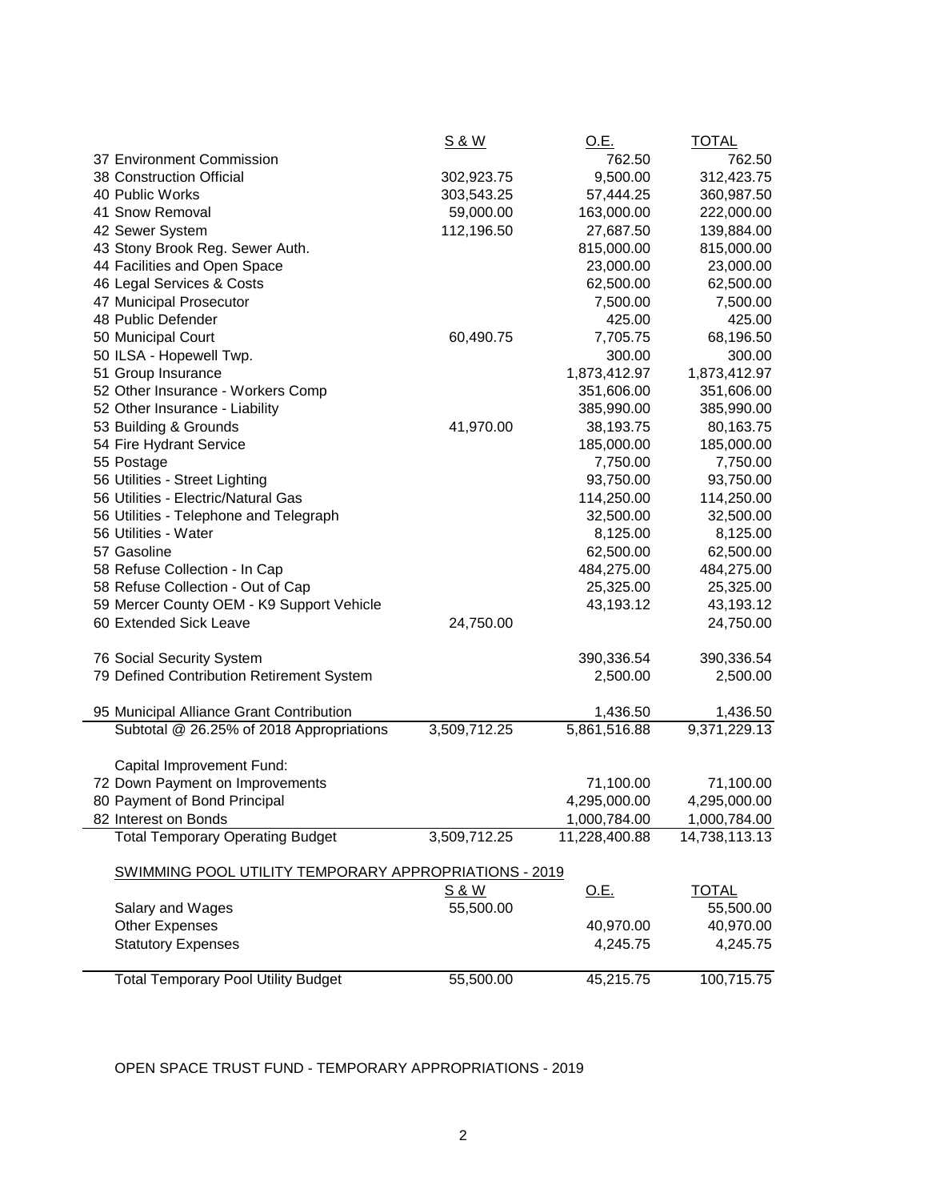| | S & W | O.E. | TOTAL |
|---|---|---|---|
| 37 Environment Commission | | 762.50 | 762.50 |
| 38 Construction Official | 302,923.75 | 9,500.00 | 312,423.75 |
| 40 Public Works | 303,543.25 | 57,444.25 | 360,987.50 |
| 41 Snow Removal | 59,000.00 | 163,000.00 | 222,000.00 |
| 42 Sewer System | 112,196.50 | 27,687.50 | 139,884.00 |
| 43 Stony Brook Reg. Sewer Auth. | | 815,000.00 | 815,000.00 |
| 44 Facilities and Open Space | | 23,000.00 | 23,000.00 |
| 46 Legal Services & Costs | | 62,500.00 | 62,500.00 |
| 47 Municipal Prosecutor | | 7,500.00 | 7,500.00 |
| 48 Public Defender | | 425.00 | 425.00 |
| 50 Municipal Court | 60,490.75 | 7,705.75 | 68,196.50 |
| 50 ILSA - Hopewell Twp. | | 300.00 | 300.00 |
| 51 Group Insurance | | 1,873,412.97 | 1,873,412.97 |
| 52 Other Insurance - Workers Comp | | 351,606.00 | 351,606.00 |
| 52 Other Insurance - Liability | | 385,990.00 | 385,990.00 |
| 53 Building & Grounds | 41,970.00 | 38,193.75 | 80,163.75 |
| 54 Fire Hydrant Service | | 185,000.00 | 185,000.00 |
| 55 Postage | | 7,750.00 | 7,750.00 |
| 56 Utilities - Street Lighting | | 93,750.00 | 93,750.00 |
| 56 Utilities - Electric/Natural Gas | | 114,250.00 | 114,250.00 |
| 56 Utilities - Telephone and Telegraph | | 32,500.00 | 32,500.00 |
| 56 Utilities - Water | | 8,125.00 | 8,125.00 |
| 57 Gasoline | | 62,500.00 | 62,500.00 |
| 58 Refuse Collection - In Cap | | 484,275.00 | 484,275.00 |
| 58 Refuse Collection - Out of Cap | | 25,325.00 | 25,325.00 |
| 59 Mercer County OEM - K9 Support Vehicle | | 43,193.12 | 43,193.12 |
| 60 Extended Sick Leave | 24,750.00 | | 24,750.00 |
| 76 Social Security System | | 390,336.54 | 390,336.54 |
| 79 Defined Contribution Retirement System | | 2,500.00 | 2,500.00 |
| 95 Municipal Alliance Grant Contribution | | 1,436.50 | 1,436.50 |
| Subtotal @ 26.25% of 2018 Appropriations | 3,509,712.25 | 5,861,516.88 | 9,371,229.13 |
| Capital Improvement Fund: | | | |
| 72 Down Payment on Improvements | | 71,100.00 | 71,100.00 |
| 80 Payment of Bond Principal | | 4,295,000.00 | 4,295,000.00 |
| 82 Interest on Bonds | | 1,000,784.00 | 1,000,784.00 |
| Total Temporary Operating Budget | 3,509,712.25 | 11,228,400.88 | 14,738,113.13 |

SWIMMING POOL UTILITY TEMPORARY APPROPRIATIONS - 2019

| | S & W | O.E. | TOTAL |
|---|---|---|---|
| Salary and Wages | 55,500.00 | | 55,500.00 |
| Other Expenses | | 40,970.00 | 40,970.00 |
| Statutory Expenses | | 4,245.75 | 4,245.75 |
| Total Temporary Pool Utility Budget | 55,500.00 | 45,215.75 | 100,715.75 |

OPEN SPACE TRUST FUND - TEMPORARY APPROPRIATIONS - 2019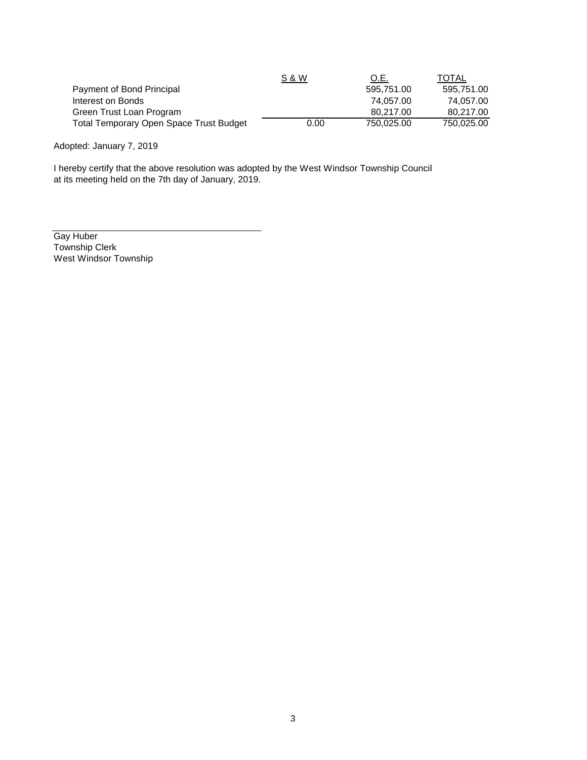| | S & W | O.E. | TOTAL |
|---|---|---|---|
| Payment of Bond Principal | | 595,751.00 | 595,751.00 |
| Interest on Bonds | | 74,057.00 | 74,057.00 |
| Green Trust Loan Program | | 80,217.00 | 80,217.00 |
| Total Temporary Open Space Trust Budget | 0.00 | 750,025.00 | 750,025.00 |

Adopted: January 7, 2019

I hereby certify that the above resolution was adopted by the West Windsor Township Council at its meeting held on the 7th day of January, 2019.

Gay Huber
Township Clerk
West Windsor Township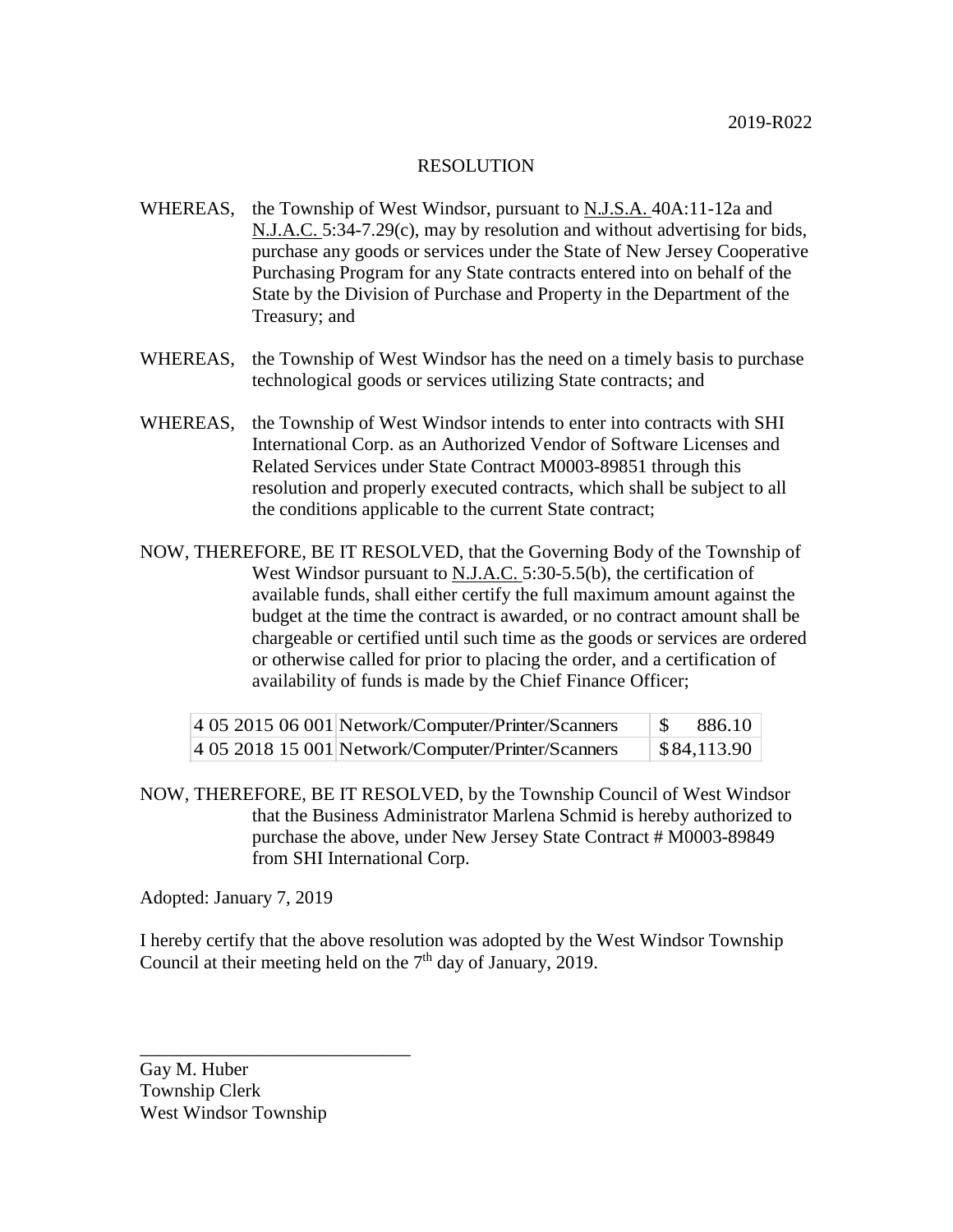2019-R022

RESOLUTION

WHEREAS, the Township of West Windsor, pursuant to N.J.S.A. 40A:11-12a and N.J.A.C. 5:34-7.29(c), may by resolution and without advertising for bids, purchase any goods or services under the State of New Jersey Cooperative Purchasing Program for any State contracts entered into on behalf of the State by the Division of Purchase and Property in the Department of the Treasury; and

WHEREAS, the Township of West Windsor has the need on a timely basis to purchase technological goods or services utilizing State contracts; and

WHEREAS, the Township of West Windsor intends to enter into contracts with SHI International Corp. as an Authorized Vendor of Software Licenses and Related Services under State Contract M0003-89851 through this resolution and properly executed contracts, which shall be subject to all the conditions applicable to the current State contract;

NOW, THEREFORE, BE IT RESOLVED, that the Governing Body of the Township of West Windsor pursuant to N.J.A.C. 5:30-5.5(b), the certification of available funds, shall either certify the full maximum amount against the budget at the time the contract is awarded, or no contract amount shall be chargeable or certified until such time as the goods or services are ordered or otherwise called for prior to placing the order, and a certification of availability of funds is made by the Chief Finance Officer;

| | | |
|---|---|---|
| 4 05 2015 06 001 | Network/Computer/Printer/Scanners | $ 886.10 |
| 4 05 2018 15 001 | Network/Computer/Printer/Scanners | $84,113.90 |

NOW, THEREFORE, BE IT RESOLVED, by the Township Council of West Windsor that the Business Administrator Marlena Schmid is hereby authorized to purchase the above, under New Jersey State Contract # M0003-89849 from SHI International Corp.

Adopted: January 7, 2019

I hereby certify that the above resolution was adopted by the West Windsor Township Council at their meeting held on the 7th day of January, 2019.

_____________________________

Gay M. Huber
Township Clerk
West Windsor Township